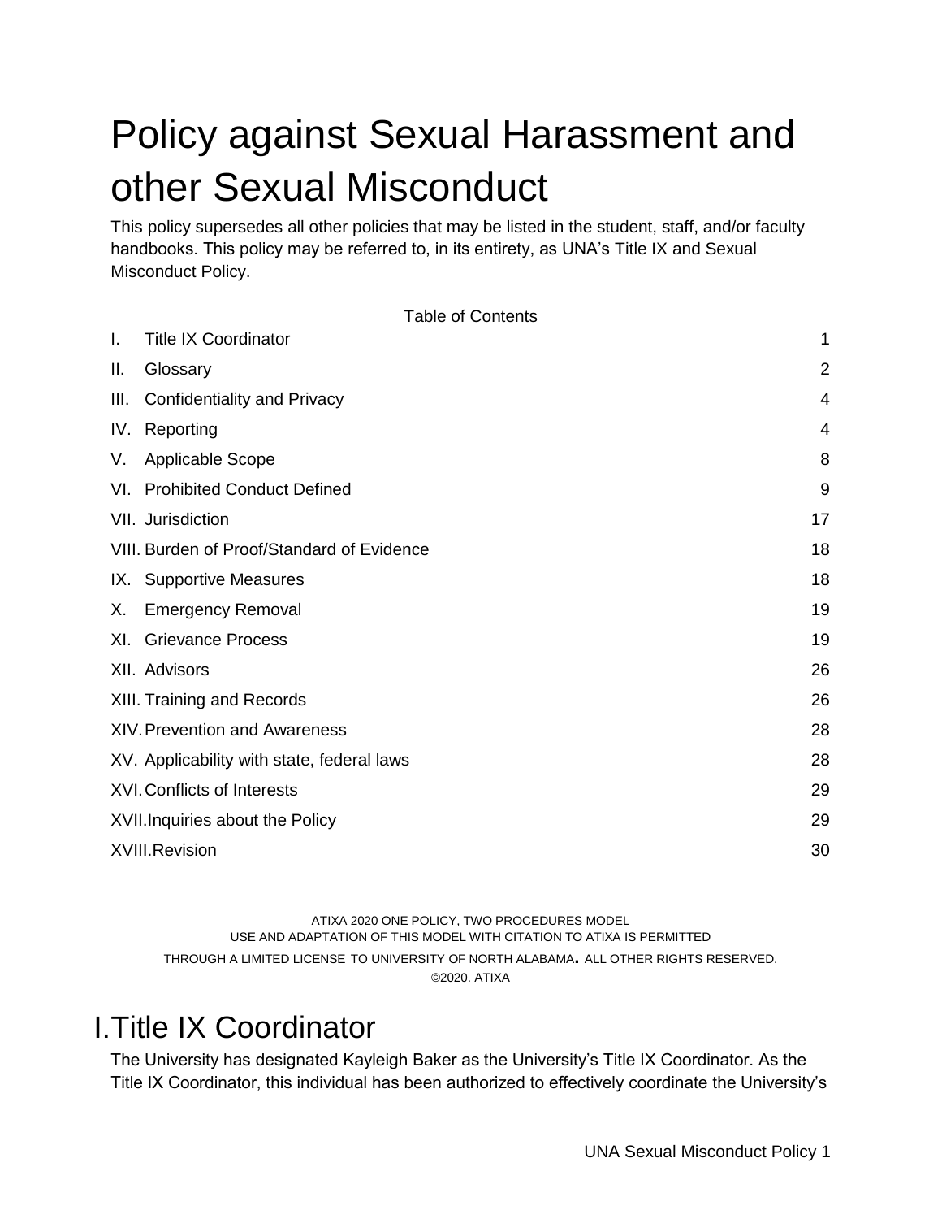# Policy against Sexual Harassment and other Sexual Misconduct

This policy supersedes all other policies that may be listed in the student, staff, and/or faculty handbooks. This policy may be referred to, in its entirety, as UNA's Title IX and Sexual Misconduct Policy.

Table of Contents

| | | |
|---|---|---|
| I. | Title IX Coordinator | 1 |
| II. | Glossary | 2 |
| III. | Confidentiality and Privacy | 4 |
| IV. | Reporting | 4 |
| V. | Applicable Scope | 8 |
| VI. | Prohibited Conduct Defined | 9 |
| VII. | Jurisdiction | 17 |
| VIII. | Burden of Proof/Standard of Evidence | 18 |
| IX. | Supportive Measures | 18 |
| X. | Emergency Removal | 19 |
| XI. | Grievance Process | 19 |
| XII. | Advisors | 26 |
| XIII. | Training and Records | 26 |
| XIV. | Prevention and Awareness | 28 |
| XV. | Applicability with state, federal laws | 28 |
| XVI. | Conflicts of Interests | 29 |
| XVII. | Inquiries about the Policy | 29 |
| XVIII. | Revision | 30 |

ATIXA 2020 ONE POLICY, TWO PROCEDURES MODEL
USE AND ADAPTATION OF THIS MODEL WITH CITATION TO ATIXA IS PERMITTED
THROUGH A LIMITED LICENSE TO UNIVERSITY OF NORTH ALABAMA. ALL OTHER RIGHTS RESERVED.
©2020. ATIXA

# I. Title IX Coordinator

The University has designated Kayleigh Baker as the University's Title IX Coordinator. As the Title IX Coordinator, this individual has been authorized to effectively coordinate the University's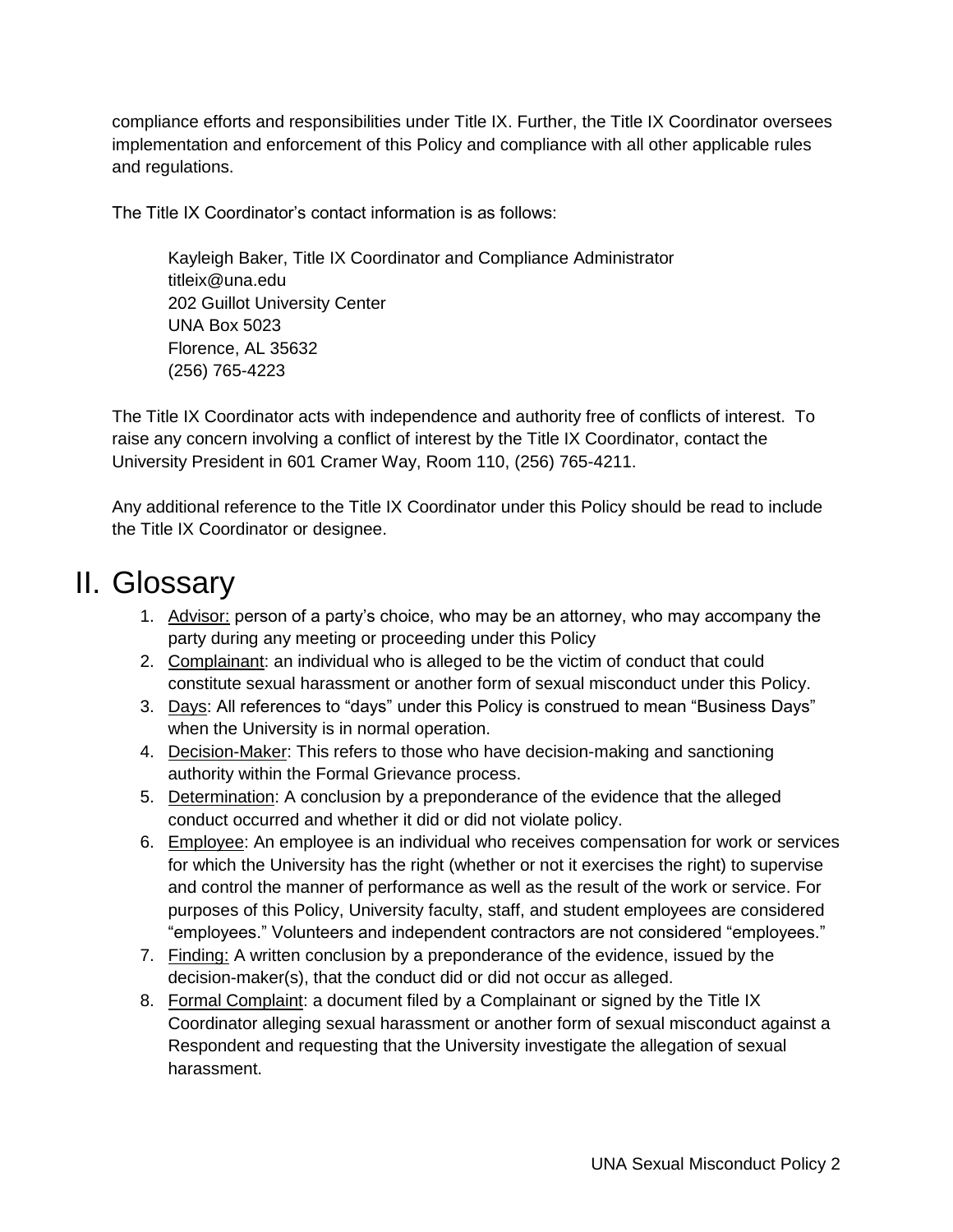compliance efforts and responsibilities under Title IX. Further, the Title IX Coordinator oversees implementation and enforcement of this Policy and compliance with all other applicable rules and regulations.

The Title IX Coordinator's contact information is as follows:

Kayleigh Baker, Title IX Coordinator and Compliance Administrator
titleix@una.edu
202 Guillot University Center
UNA Box 5023
Florence, AL 35632
(256) 765-4223

The Title IX Coordinator acts with independence and authority free of conflicts of interest. To raise any concern involving a conflict of interest by the Title IX Coordinator, contact the University President in 601 Cramer Way, Room 110, (256) 765-4211.

Any additional reference to the Title IX Coordinator under this Policy should be read to include the Title IX Coordinator or designee.

# II. Glossary

1. Advisor: person of a party's choice, who may be an attorney, who may accompany the party during any meeting or proceeding under this Policy
2. Complainant: an individual who is alleged to be the victim of conduct that could constitute sexual harassment or another form of sexual misconduct under this Policy.
3. Days: All references to "days" under this Policy is construed to mean "Business Days" when the University is in normal operation.
4. Decision-Maker: This refers to those who have decision-making and sanctioning authority within the Formal Grievance process.
5. Determination: A conclusion by a preponderance of the evidence that the alleged conduct occurred and whether it did or did not violate policy.
6. Employee: An employee is an individual who receives compensation for work or services for which the University has the right (whether or not it exercises the right) to supervise and control the manner of performance as well as the result of the work or service. For purposes of this Policy, University faculty, staff, and student employees are considered "employees." Volunteers and independent contractors are not considered "employees."
7. Finding: A written conclusion by a preponderance of the evidence, issued by the decision-maker(s), that the conduct did or did not occur as alleged.
8. Formal Complaint: a document filed by a Complainant or signed by the Title IX Coordinator alleging sexual harassment or another form of sexual misconduct against a Respondent and requesting that the University investigate the allegation of sexual harassment.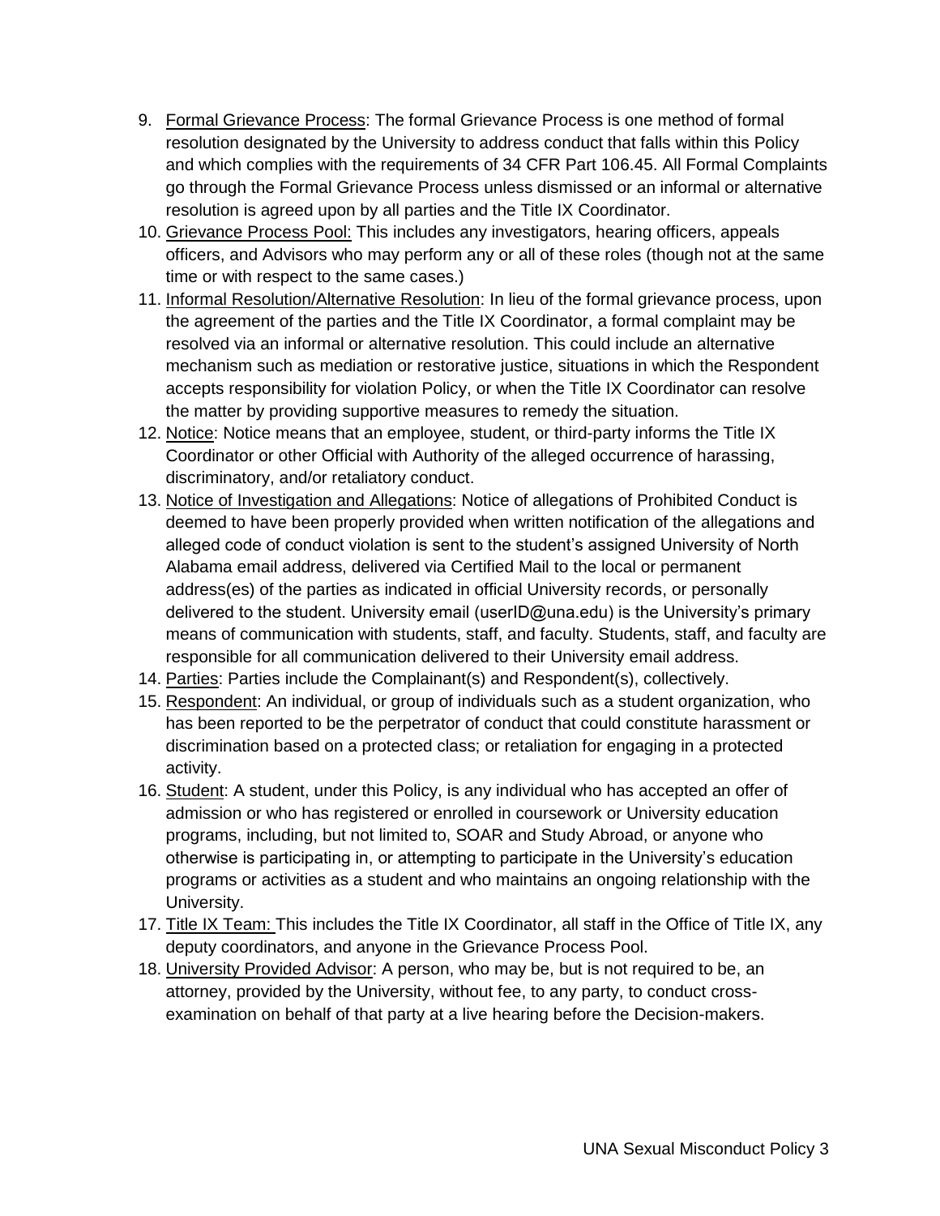9. Formal Grievance Process: The formal Grievance Process is one method of formal resolution designated by the University to address conduct that falls within this Policy and which complies with the requirements of 34 CFR Part 106.45. All Formal Complaints go through the Formal Grievance Process unless dismissed or an informal or alternative resolution is agreed upon by all parties and the Title IX Coordinator.
10. Grievance Process Pool: This includes any investigators, hearing officers, appeals officers, and Advisors who may perform any or all of these roles (though not at the same time or with respect to the same cases.)
11. Informal Resolution/Alternative Resolution: In lieu of the formal grievance process, upon the agreement of the parties and the Title IX Coordinator, a formal complaint may be resolved via an informal or alternative resolution. This could include an alternative mechanism such as mediation or restorative justice, situations in which the Respondent accepts responsibility for violation Policy, or when the Title IX Coordinator can resolve the matter by providing supportive measures to remedy the situation.
12. Notice: Notice means that an employee, student, or third-party informs the Title IX Coordinator or other Official with Authority of the alleged occurrence of harassing, discriminatory, and/or retaliatory conduct.
13. Notice of Investigation and Allegations: Notice of allegations of Prohibited Conduct is deemed to have been properly provided when written notification of the allegations and alleged code of conduct violation is sent to the student's assigned University of North Alabama email address, delivered via Certified Mail to the local or permanent address(es) of the parties as indicated in official University records, or personally delivered to the student. University email (userID@una.edu) is the University's primary means of communication with students, staff, and faculty. Students, staff, and faculty are responsible for all communication delivered to their University email address.
14. Parties: Parties include the Complainant(s) and Respondent(s), collectively.
15. Respondent: An individual, or group of individuals such as a student organization, who has been reported to be the perpetrator of conduct that could constitute harassment or discrimination based on a protected class; or retaliation for engaging in a protected activity.
16. Student: A student, under this Policy, is any individual who has accepted an offer of admission or who has registered or enrolled in coursework or University education programs, including, but not limited to, SOAR and Study Abroad, or anyone who otherwise is participating in, or attempting to participate in the University's education programs or activities as a student and who maintains an ongoing relationship with the University.
17. Title IX Team: This includes the Title IX Coordinator, all staff in the Office of Title IX, any deputy coordinators, and anyone in the Grievance Process Pool.
18. University Provided Advisor: A person, who may be, but is not required to be, an attorney, provided by the University, without fee, to any party, to conduct cross-examination on behalf of that party at a live hearing before the Decision-makers.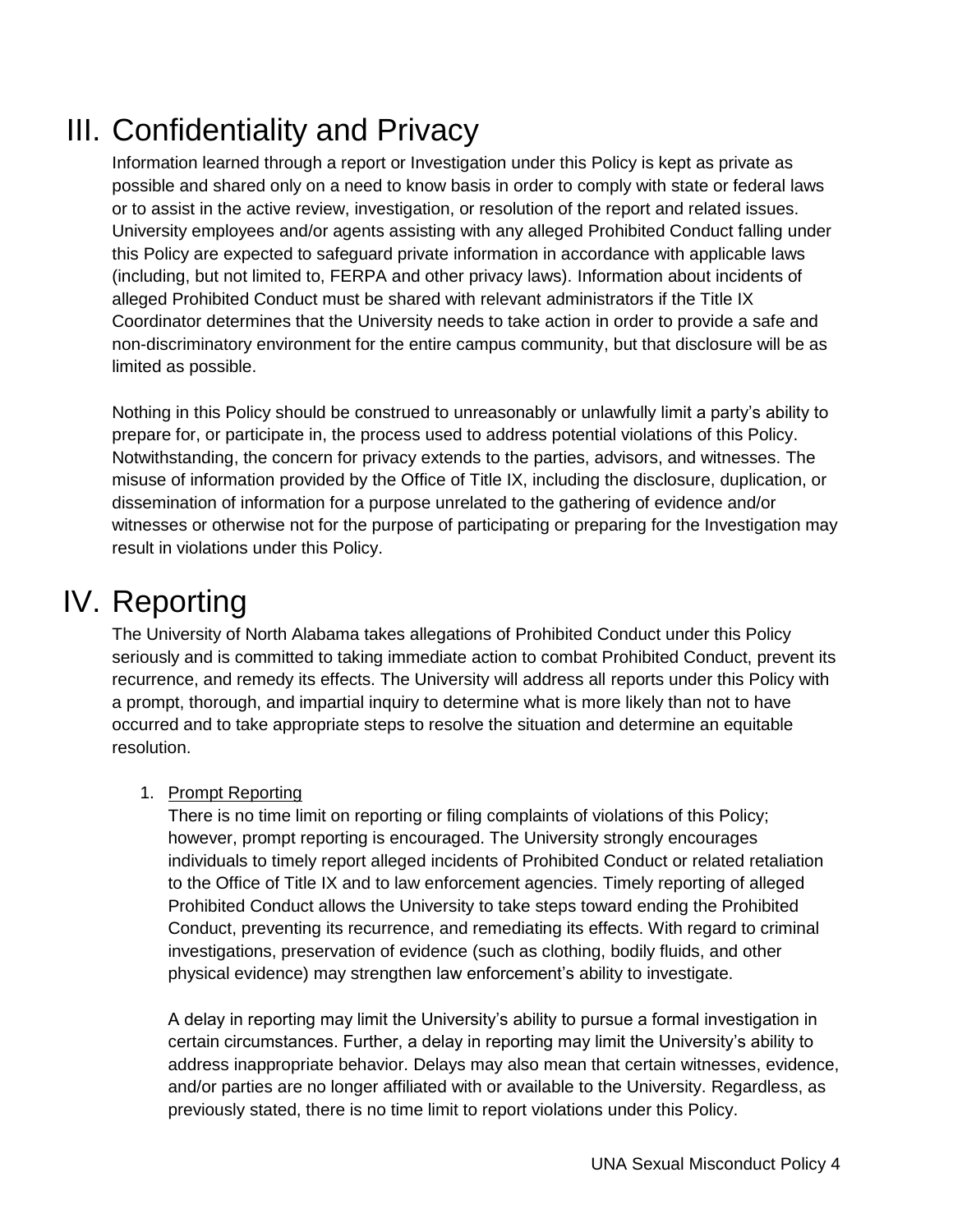# III. Confidentiality and Privacy

Information learned through a report or Investigation under this Policy is kept as private as possible and shared only on a need to know basis in order to comply with state or federal laws or to assist in the active review, investigation, or resolution of the report and related issues. University employees and/or agents assisting with any alleged Prohibited Conduct falling under this Policy are expected to safeguard private information in accordance with applicable laws (including, but not limited to, FERPA and other privacy laws). Information about incidents of alleged Prohibited Conduct must be shared with relevant administrators if the Title IX Coordinator determines that the University needs to take action in order to provide a safe and non-discriminatory environment for the entire campus community, but that disclosure will be as limited as possible.

Nothing in this Policy should be construed to unreasonably or unlawfully limit a party's ability to prepare for, or participate in, the process used to address potential violations of this Policy. Notwithstanding, the concern for privacy extends to the parties, advisors, and witnesses. The misuse of information provided by the Office of Title IX, including the disclosure, duplication, or dissemination of information for a purpose unrelated to the gathering of evidence and/or witnesses or otherwise not for the purpose of participating or preparing for the Investigation may result in violations under this Policy.

# IV. Reporting

The University of North Alabama takes allegations of Prohibited Conduct under this Policy seriously and is committed to taking immediate action to combat Prohibited Conduct, prevent its recurrence, and remedy its effects. The University will address all reports under this Policy with a prompt, thorough, and impartial inquiry to determine what is more likely than not to have occurred and to take appropriate steps to resolve the situation and determine an equitable resolution.

1. <u>Prompt Reporting</u>

   There is no time limit on reporting or filing complaints of violations of this Policy; however, prompt reporting is encouraged. The University strongly encourages individuals to timely report alleged incidents of Prohibited Conduct or related retaliation to the Office of Title IX and to law enforcement agencies. Timely reporting of alleged Prohibited Conduct allows the University to take steps toward ending the Prohibited Conduct, preventing its recurrence, and remediating its effects. With regard to criminal investigations, preservation of evidence (such as clothing, bodily fluids, and other physical evidence) may strengthen law enforcement's ability to investigate.

   A delay in reporting may limit the University's ability to pursue a formal investigation in certain circumstances. Further, a delay in reporting may limit the University's ability to address inappropriate behavior. Delays may also mean that certain witnesses, evidence, and/or parties are no longer affiliated with or available to the University. Regardless, as previously stated, there is no time limit to report violations under this Policy.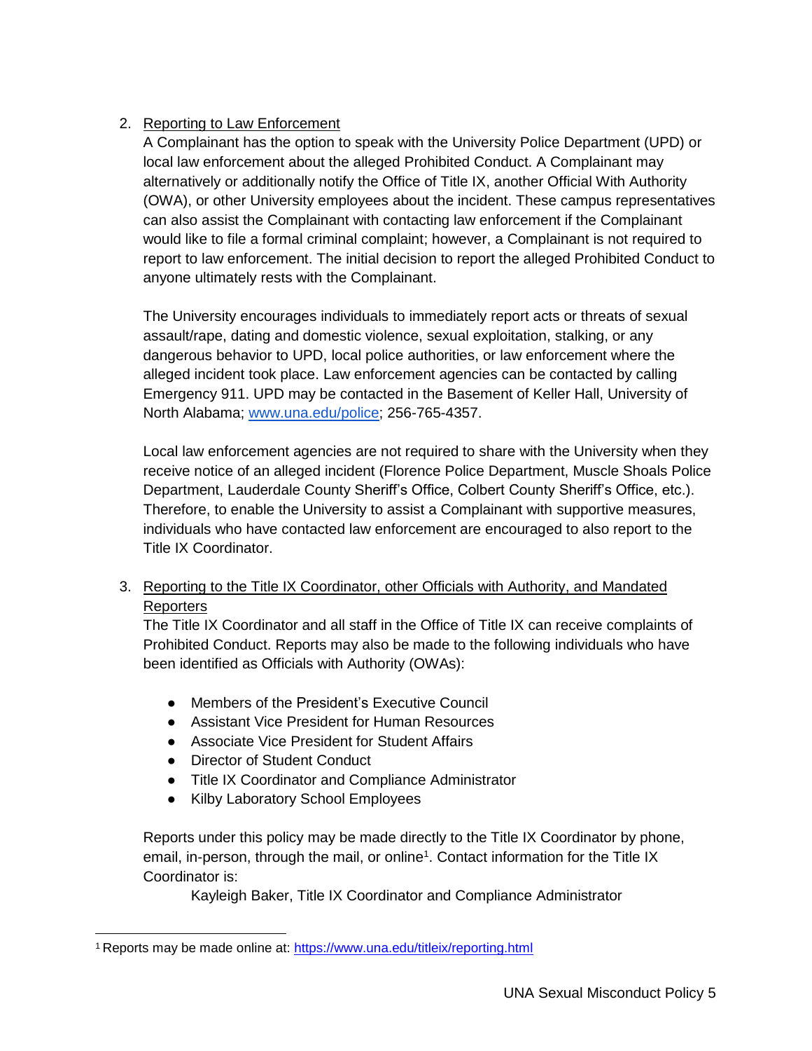2. Reporting to Law Enforcement

   A Complainant has the option to speak with the University Police Department (UPD) or local law enforcement about the alleged Prohibited Conduct. A Complainant may alternatively or additionally notify the Office of Title IX, another Official With Authority (OWA), or other University employees about the incident. These campus representatives can also assist the Complainant with contacting law enforcement if the Complainant would like to file a formal criminal complaint; however, a Complainant is not required to report to law enforcement. The initial decision to report the alleged Prohibited Conduct to anyone ultimately rests with the Complainant.

   The University encourages individuals to immediately report acts or threats of sexual assault/rape, dating and domestic violence, sexual exploitation, stalking, or any dangerous behavior to UPD, local police authorities, or law enforcement where the alleged incident took place. Law enforcement agencies can be contacted by calling Emergency 911. UPD may be contacted in the Basement of Keller Hall, University of North Alabama; [www.una.edu/police](http://www.una.edu/police); 256-765-4357.

   Local law enforcement agencies are not required to share with the University when they receive notice of an alleged incident (Florence Police Department, Muscle Shoals Police Department, Lauderdale County Sheriff's Office, Colbert County Sheriff's Office, etc.). Therefore, to enable the University to assist a Complainant with supportive measures, individuals who have contacted law enforcement are encouraged to also report to the Title IX Coordinator.

3. Reporting to the Title IX Coordinator, other Officials with Authority, and Mandated Reporters

   The Title IX Coordinator and all staff in the Office of Title IX can receive complaints of Prohibited Conduct. Reports may also be made to the following individuals who have been identified as Officials with Authority (OWAs):

   - Members of the President's Executive Council
   - Assistant Vice President for Human Resources
   - Associate Vice President for Student Affairs
   - Director of Student Conduct
   - Title IX Coordinator and Compliance Administrator
   - Kilby Laboratory School Employees

   Reports under this policy may be made directly to the Title IX Coordinator by phone, email, in-person, through the mail, or online[1]. Contact information for the Title IX Coordinator is:

   Kayleigh Baker, Title IX Coordinator and Compliance Administrator

[1] Reports may be made online at: [https://www.una.edu/titleix/reporting.html](https://www.una.edu/titleix/reporting.html)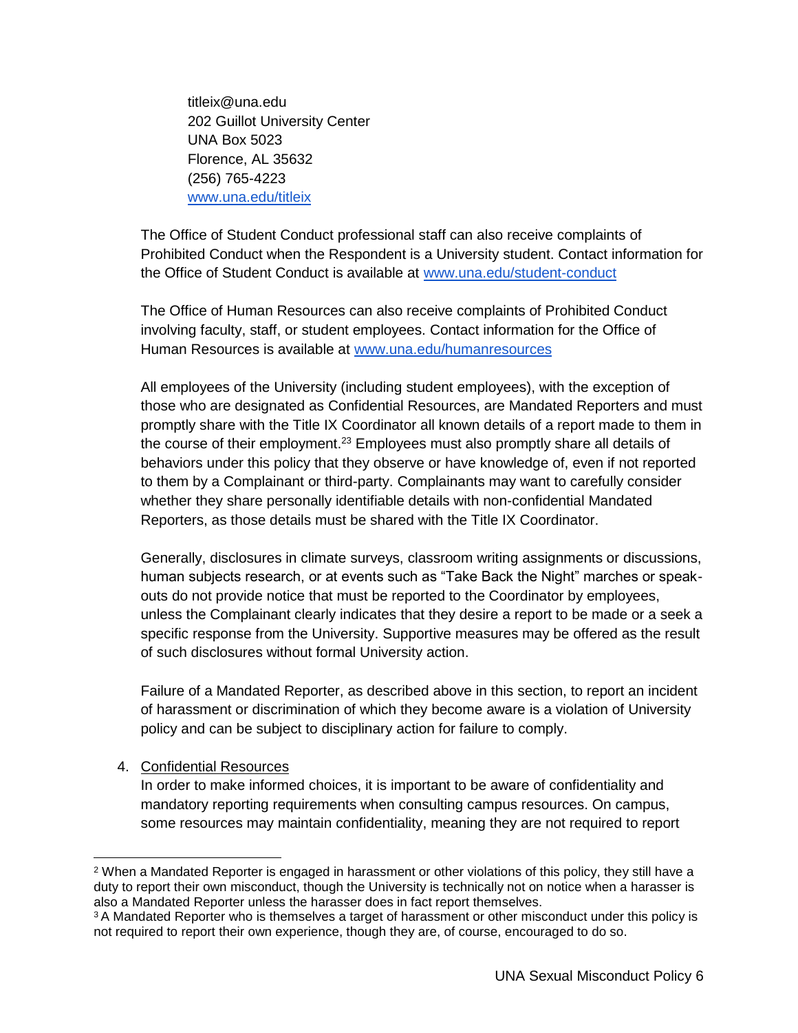titleix@una.edu  
202 Guillot University Center  
UNA Box 5023  
Florence, AL 35632  
(256) 765-4223  
[www.una.edu/titleix](http://www.una.edu/titleix)

The Office of Student Conduct professional staff can also receive complaints of Prohibited Conduct when the Respondent is a University student. Contact information for the Office of Student Conduct is available at [www.una.edu/student-conduct](http://www.una.edu/student-conduct)

The Office of Human Resources can also receive complaints of Prohibited Conduct involving faculty, staff, or student employees. Contact information for the Office of Human Resources is available at [www.una.edu/humanresources](http://www.una.edu/humanresources)

All employees of the University (including student employees), with the exception of those who are designated as Confidential Resources, are Mandated Reporters and must promptly share with the Title IX Coordinator all known details of a report made to them in the course of their employment.[2][3] Employees must also promptly share all details of behaviors under this policy that they observe or have knowledge of, even if not reported to them by a Complainant or third-party. Complainants may want to carefully consider whether they share personally identifiable details with non-confidential Mandated Reporters, as those details must be shared with the Title IX Coordinator.

Generally, disclosures in climate surveys, classroom writing assignments or discussions, human subjects research, or at events such as "Take Back the Night" marches or speak-outs do not provide notice that must be reported to the Coordinator by employees, unless the Complainant clearly indicates that they desire a report to be made or a seek a specific response from the University. Supportive measures may be offered as the result of such disclosures without formal University action.

Failure of a Mandated Reporter, as described above in this section, to report an incident of harassment or discrimination of which they become aware is a violation of University policy and can be subject to disciplinary action for failure to comply.

4. Confidential Resources

   In order to make informed choices, it is important to be aware of confidentiality and mandatory reporting requirements when consulting campus resources. On campus, some resources may maintain confidentiality, meaning they are not required to report

---

[2] When a Mandated Reporter is engaged in harassment or other violations of this policy, they still have a duty to report their own misconduct, though the University is technically not on notice when a harasser is also a Mandated Reporter unless the harasser does in fact report themselves.

[3] A Mandated Reporter who is themselves a target of harassment or other misconduct under this policy is not required to report their own experience, though they are, of course, encouraged to do so.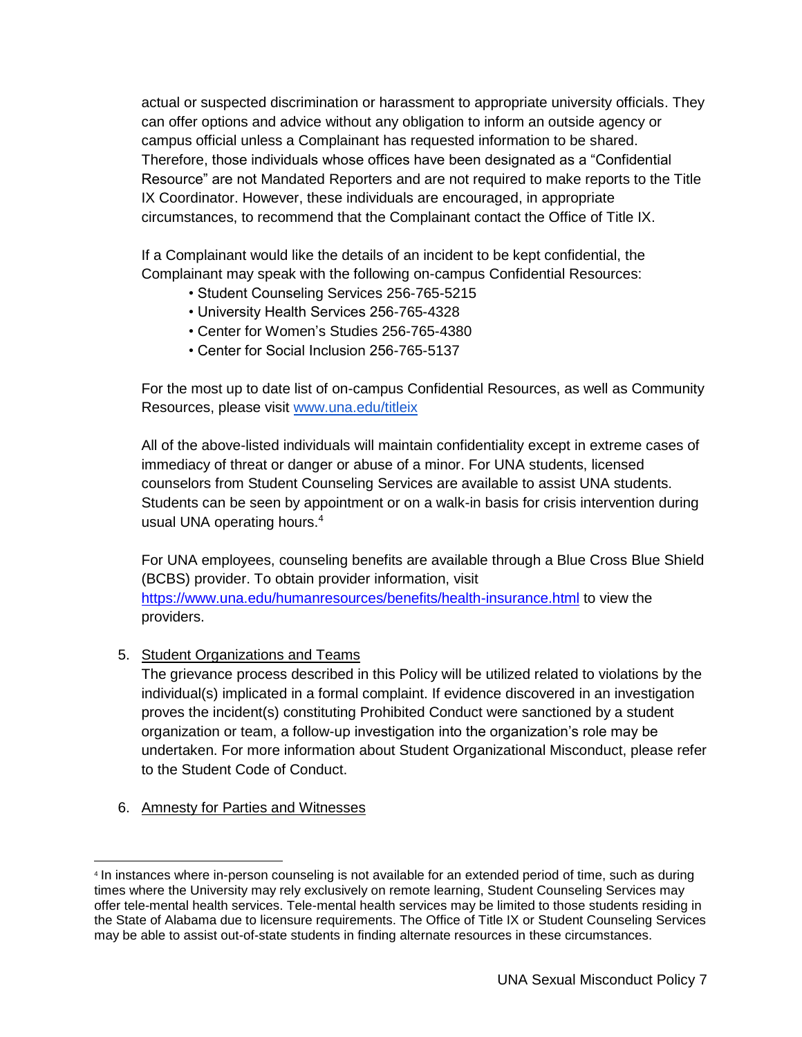actual or suspected discrimination or harassment to appropriate university officials. They can offer options and advice without any obligation to inform an outside agency or campus official unless a Complainant has requested information to be shared. Therefore, those individuals whose offices have been designated as a "Confidential Resource" are not Mandated Reporters and are not required to make reports to the Title IX Coordinator. However, these individuals are encouraged, in appropriate circumstances, to recommend that the Complainant contact the Office of Title IX.

If a Complainant would like the details of an incident to be kept confidential, the Complainant may speak with the following on-campus Confidential Resources:

- Student Counseling Services 256-765-5215
- University Health Services 256-765-4328
- Center for Women's Studies 256-765-4380
- Center for Social Inclusion 256-765-5137

For the most up to date list of on-campus Confidential Resources, as well as Community Resources, please visit www.una.edu/titleix

All of the above-listed individuals will maintain confidentiality except in extreme cases of immediacy of threat or danger or abuse of a minor. For UNA students, licensed counselors from Student Counseling Services are available to assist UNA students. Students can be seen by appointment or on a walk-in basis for crisis intervention during usual UNA operating hours.[4]

For UNA employees, counseling benefits are available through a Blue Cross Blue Shield (BCBS) provider. To obtain provider information, visit https://www.una.edu/humanresources/benefits/health-insurance.html to view the providers.

5. Student Organizations and Teams

   The grievance process described in this Policy will be utilized related to violations by the individual(s) implicated in a formal complaint. If evidence discovered in an investigation proves the incident(s) constituting Prohibited Conduct were sanctioned by a student organization or team, a follow-up investigation into the organization's role may be undertaken. For more information about Student Organizational Misconduct, please refer to the Student Code of Conduct.

6. Amnesty for Parties and Witnesses

[4] In instances where in-person counseling is not available for an extended period of time, such as during times where the University may rely exclusively on remote learning, Student Counseling Services may offer tele-mental health services. Tele-mental health services may be limited to those students residing in the State of Alabama due to licensure requirements. The Office of Title IX or Student Counseling Services may be able to assist out-of-state students in finding alternate resources in these circumstances.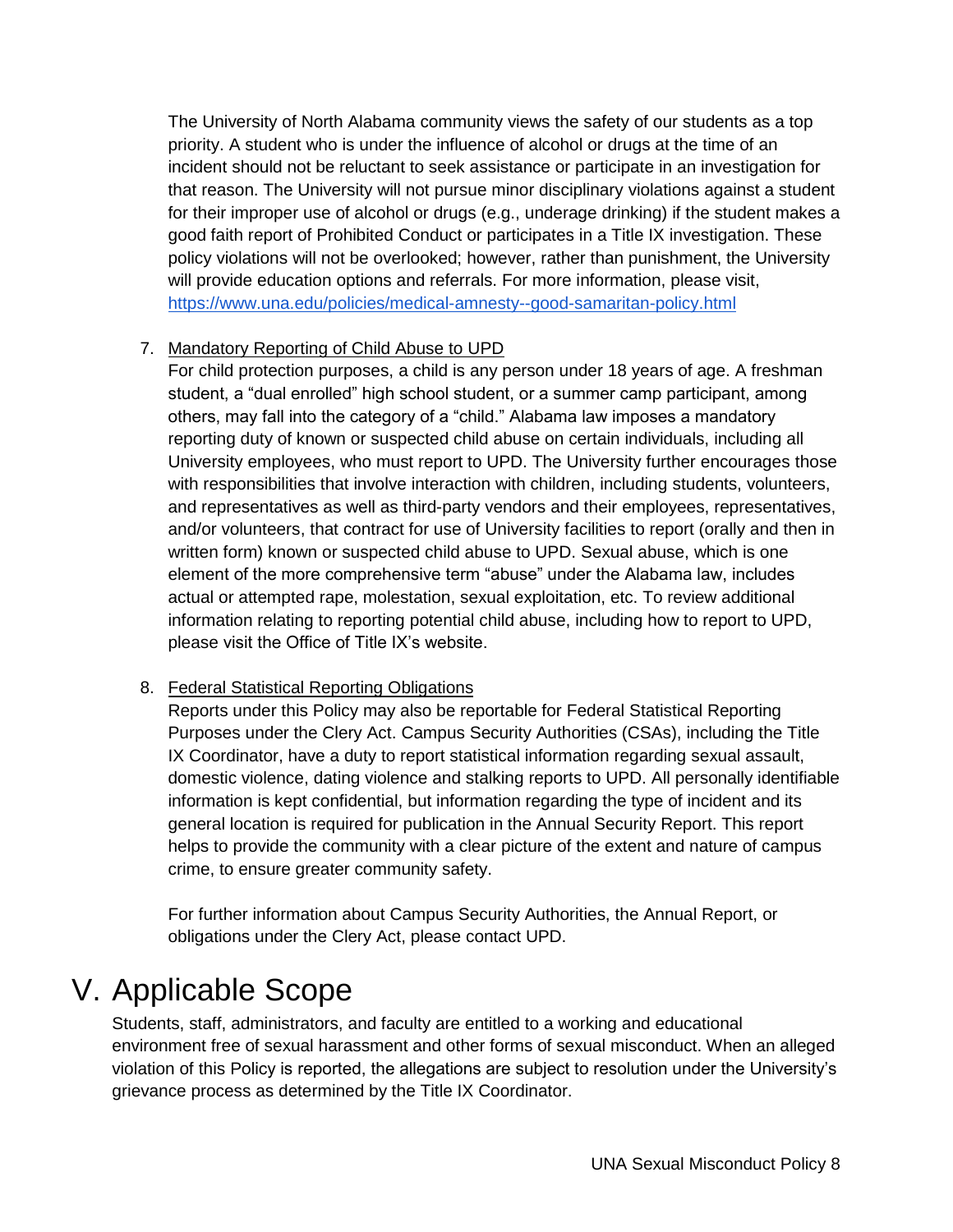The University of North Alabama community views the safety of our students as a top priority. A student who is under the influence of alcohol or drugs at the time of an incident should not be reluctant to seek assistance or participate in an investigation for that reason. The University will not pursue minor disciplinary violations against a student for their improper use of alcohol or drugs (e.g., underage drinking) if the student makes a good faith report of Prohibited Conduct or participates in a Title IX investigation. These policy violations will not be overlooked; however, rather than punishment, the University will provide education options and referrals. For more information, please visit, https://www.una.edu/policies/medical-amnesty--good-samaritan-policy.html

7. Mandatory Reporting of Child Abuse to UPD
   For child protection purposes, a child is any person under 18 years of age. A freshman student, a "dual enrolled" high school student, or a summer camp participant, among others, may fall into the category of a "child." Alabama law imposes a mandatory reporting duty of known or suspected child abuse on certain individuals, including all University employees, who must report to UPD. The University further encourages those with responsibilities that involve interaction with children, including students, volunteers, and representatives as well as third-party vendors and their employees, representatives, and/or volunteers, that contract for use of University facilities to report (orally and then in written form) known or suspected child abuse to UPD. Sexual abuse, which is one element of the more comprehensive term "abuse" under the Alabama law, includes actual or attempted rape, molestation, sexual exploitation, etc. To review additional information relating to reporting potential child abuse, including how to report to UPD, please visit the Office of Title IX's website.

8. Federal Statistical Reporting Obligations
   Reports under this Policy may also be reportable for Federal Statistical Reporting Purposes under the Clery Act. Campus Security Authorities (CSAs), including the Title IX Coordinator, have a duty to report statistical information regarding sexual assault, domestic violence, dating violence and stalking reports to UPD. All personally identifiable information is kept confidential, but information regarding the type of incident and its general location is required for publication in the Annual Security Report. This report helps to provide the community with a clear picture of the extent and nature of campus crime, to ensure greater community safety.

   For further information about Campus Security Authorities, the Annual Report, or obligations under the Clery Act, please contact UPD.

# V. Applicable Scope

Students, staff, administrators, and faculty are entitled to a working and educational environment free of sexual harassment and other forms of sexual misconduct. When an alleged violation of this Policy is reported, the allegations are subject to resolution under the University's grievance process as determined by the Title IX Coordinator.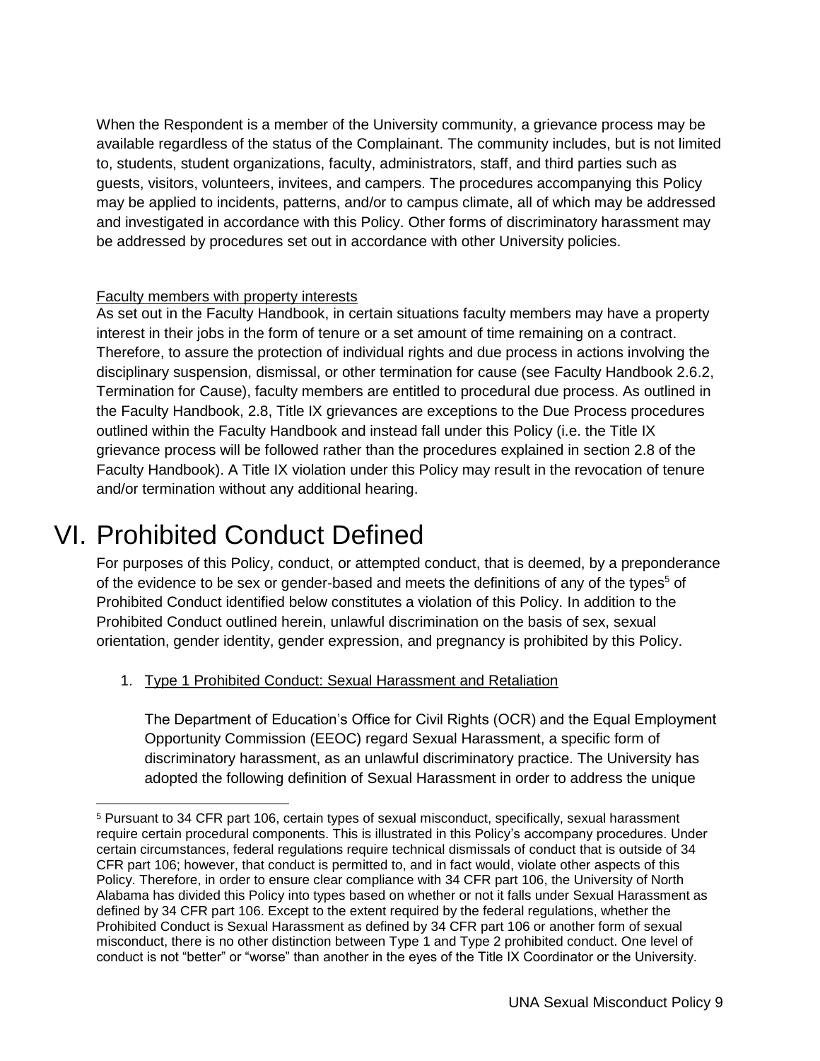When the Respondent is a member of the University community, a grievance process may be available regardless of the status of the Complainant. The community includes, but is not limited to, students, student organizations, faculty, administrators, staff, and third parties such as guests, visitors, volunteers, invitees, and campers. The procedures accompanying this Policy may be applied to incidents, patterns, and/or to campus climate, all of which may be addressed and investigated in accordance with this Policy. Other forms of discriminatory harassment may be addressed by procedures set out in accordance with other University policies.

Faculty members with property interests

As set out in the Faculty Handbook, in certain situations faculty members may have a property interest in their jobs in the form of tenure or a set amount of time remaining on a contract. Therefore, to assure the protection of individual rights and due process in actions involving the disciplinary suspension, dismissal, or other termination for cause (see Faculty Handbook 2.6.2, Termination for Cause), faculty members are entitled to procedural due process. As outlined in the Faculty Handbook, 2.8, Title IX grievances are exceptions to the Due Process procedures outlined within the Faculty Handbook and instead fall under this Policy (i.e. the Title IX grievance process will be followed rather than the procedures explained in section 2.8 of the Faculty Handbook). A Title IX violation under this Policy may result in the revocation of tenure and/or termination without any additional hearing.

# VI. Prohibited Conduct Defined

For purposes of this Policy, conduct, or attempted conduct, that is deemed, by a preponderance of the evidence to be sex or gender-based and meets the definitions of any of the types[5] of Prohibited Conduct identified below constitutes a violation of this Policy. In addition to the Prohibited Conduct outlined herein, unlawful discrimination on the basis of sex, sexual orientation, gender identity, gender expression, and pregnancy is prohibited by this Policy.

1. Type 1 Prohibited Conduct: Sexual Harassment and Retaliation

   The Department of Education's Office for Civil Rights (OCR) and the Equal Employment Opportunity Commission (EEOC) regard Sexual Harassment, a specific form of discriminatory harassment, as an unlawful discriminatory practice. The University has adopted the following definition of Sexual Harassment in order to address the unique

[5] Pursuant to 34 CFR part 106, certain types of sexual misconduct, specifically, sexual harassment require certain procedural components. This is illustrated in this Policy's accompany procedures. Under certain circumstances, federal regulations require technical dismissals of conduct that is outside of 34 CFR part 106; however, that conduct is permitted to, and in fact would, violate other aspects of this Policy. Therefore, in order to ensure clear compliance with 34 CFR part 106, the University of North Alabama has divided this Policy into types based on whether or not it falls under Sexual Harassment as defined by 34 CFR part 106. Except to the extent required by the federal regulations, whether the Prohibited Conduct is Sexual Harassment as defined by 34 CFR part 106 or another form of sexual misconduct, there is no other distinction between Type 1 and Type 2 prohibited conduct. One level of conduct is not "better" or "worse" than another in the eyes of the Title IX Coordinator or the University.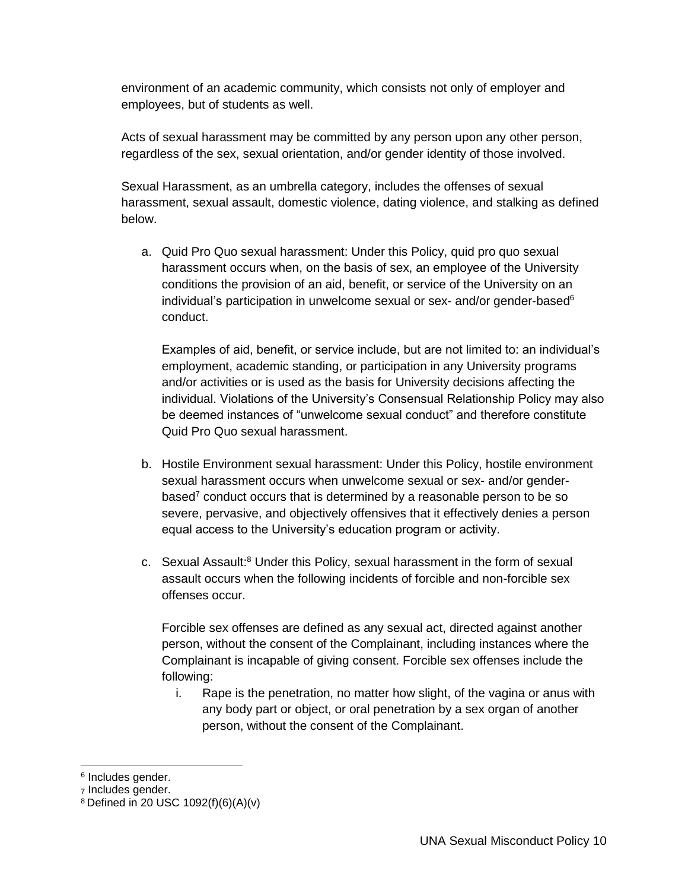environment of an academic community, which consists not only of employer and employees, but of students as well.

Acts of sexual harassment may be committed by any person upon any other person, regardless of the sex, sexual orientation, and/or gender identity of those involved.

Sexual Harassment, as an umbrella category, includes the offenses of sexual harassment, sexual assault, domestic violence, dating violence, and stalking as defined below.

a. Quid Pro Quo sexual harassment: Under this Policy, quid pro quo sexual harassment occurs when, on the basis of sex, an employee of the University conditions the provision of an aid, benefit, or service of the University on an individual's participation in unwelcome sexual or sex- and/or gender-based[6] conduct.

   Examples of aid, benefit, or service include, but are not limited to: an individual's employment, academic standing, or participation in any University programs and/or activities or is used as the basis for University decisions affecting the individual. Violations of the University's Consensual Relationship Policy may also be deemed instances of "unwelcome sexual conduct" and therefore constitute Quid Pro Quo sexual harassment.

b. Hostile Environment sexual harassment: Under this Policy, hostile environment sexual harassment occurs when unwelcome sexual or sex- and/or gender-based[7] conduct occurs that is determined by a reasonable person to be so severe, pervasive, and objectively offensives that it effectively denies a person equal access to the University's education program or activity.

c. Sexual Assault:[8] Under this Policy, sexual harassment in the form of sexual assault occurs when the following incidents of forcible and non-forcible sex offenses occur.

   Forcible sex offenses are defined as any sexual act, directed against another person, without the consent of the Complainant, including instances where the Complainant is incapable of giving consent. Forcible sex offenses include the following:

   i. Rape is the penetration, no matter how slight, of the vagina or anus with any body part or object, or oral penetration by a sex organ of another person, without the consent of the Complainant.

---

[6] Includes gender.

[7] Includes gender.

[8] Defined in 20 USC 1092(f)(6)(A)(v)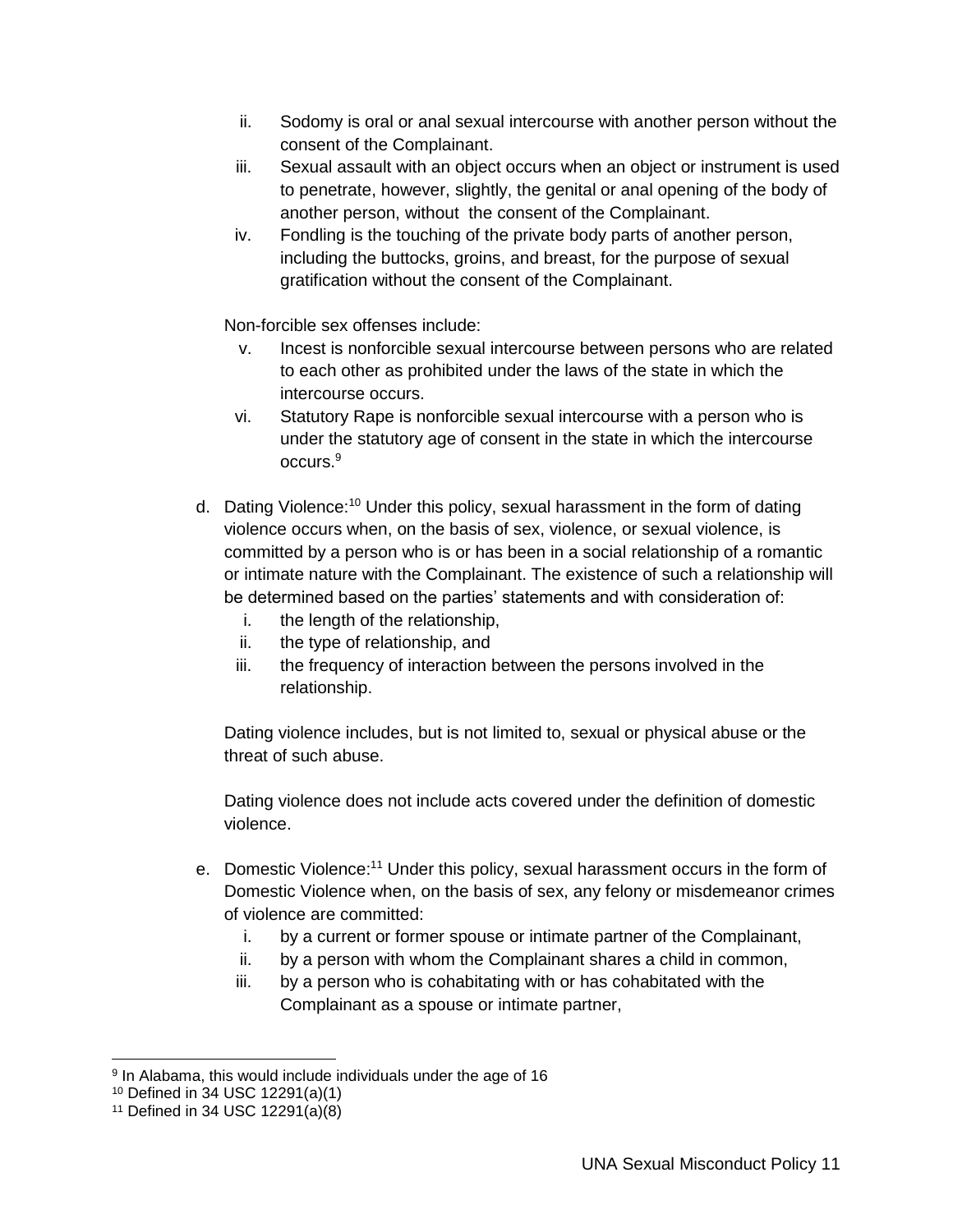ii. Sodomy is oral or anal sexual intercourse with another person without the consent of the Complainant.
iii. Sexual assault with an object occurs when an object or instrument is used to penetrate, however, slightly, the genital or anal opening of the body of another person, without the consent of the Complainant.
iv. Fondling is the touching of the private body parts of another person, including the buttocks, groins, and breast, for the purpose of sexual gratification without the consent of the Complainant.

Non-forcible sex offenses include:

v. Incest is nonforcible sexual intercourse between persons who are related to each other as prohibited under the laws of the state in which the intercourse occurs.
vi. Statutory Rape is nonforcible sexual intercourse with a person who is under the statutory age of consent in the state in which the intercourse occurs.[9]

d. Dating Violence:[10] Under this policy, sexual harassment in the form of dating violence occurs when, on the basis of sex, violence, or sexual violence, is committed by a person who is or has been in a social relationship of a romantic or intimate nature with the Complainant. The existence of such a relationship will be determined based on the parties' statements and with consideration of:

i. the length of the relationship,
ii. the type of relationship, and
iii. the frequency of interaction between the persons involved in the relationship.

Dating violence includes, but is not limited to, sexual or physical abuse or the threat of such abuse.

Dating violence does not include acts covered under the definition of domestic violence.

e. Domestic Violence:[11] Under this policy, sexual harassment occurs in the form of Domestic Violence when, on the basis of sex, any felony or misdemeanor crimes of violence are committed:

i. by a current or former spouse or intimate partner of the Complainant,
ii. by a person with whom the Complainant shares a child in common,
iii. by a person who is cohabitating with or has cohabitated with the Complainant as a spouse or intimate partner,

---

[9] In Alabama, this would include individuals under the age of 16
[10] Defined in 34 USC 12291(a)(1)
[11] Defined in 34 USC 12291(a)(8)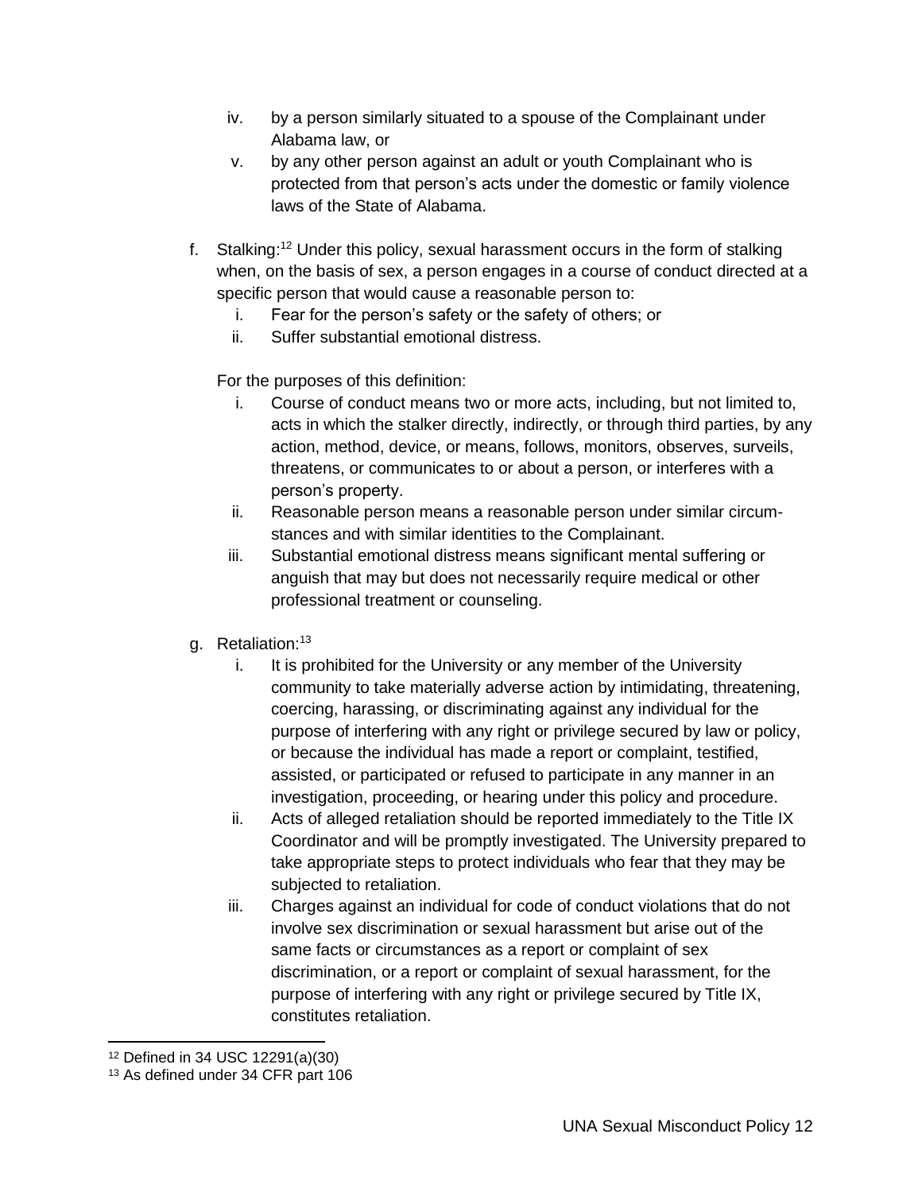iv. by a person similarly situated to a spouse of the Complainant under Alabama law, or

v. by any other person against an adult or youth Complainant who is protected from that person's acts under the domestic or family violence laws of the State of Alabama.

f. Stalking:[12] Under this policy, sexual harassment occurs in the form of stalking when, on the basis of sex, a person engages in a course of conduct directed at a specific person that would cause a reasonable person to:

   i. Fear for the person's safety or the safety of others; or
   ii. Suffer substantial emotional distress.

   For the purposes of this definition:

   i. Course of conduct means two or more acts, including, but not limited to, acts in which the stalker directly, indirectly, or through third parties, by any action, method, device, or means, follows, monitors, observes, surveils, threatens, or communicates to or about a person, or interferes with a person's property.
   ii. Reasonable person means a reasonable person under similar circumstances and with similar identities to the Complainant.
   iii. Substantial emotional distress means significant mental suffering or anguish that may but does not necessarily require medical or other professional treatment or counseling.

g. Retaliation:[13]

   i. It is prohibited for the University or any member of the University community to take materially adverse action by intimidating, threatening, coercing, harassing, or discriminating against any individual for the purpose of interfering with any right or privilege secured by law or policy, or because the individual has made a report or complaint, testified, assisted, or participated or refused to participate in any manner in an investigation, proceeding, or hearing under this policy and procedure.
   ii. Acts of alleged retaliation should be reported immediately to the Title IX Coordinator and will be promptly investigated. The University prepared to take appropriate steps to protect individuals who fear that they may be subjected to retaliation.
   iii. Charges against an individual for code of conduct violations that do not involve sex discrimination or sexual harassment but arise out of the same facts or circumstances as a report or complaint of sex discrimination, or a report or complaint of sexual harassment, for the purpose of interfering with any right or privilege secured by Title IX, constitutes retaliation.

---

[12] Defined in 34 USC 12291(a)(30)

[13] As defined under 34 CFR part 106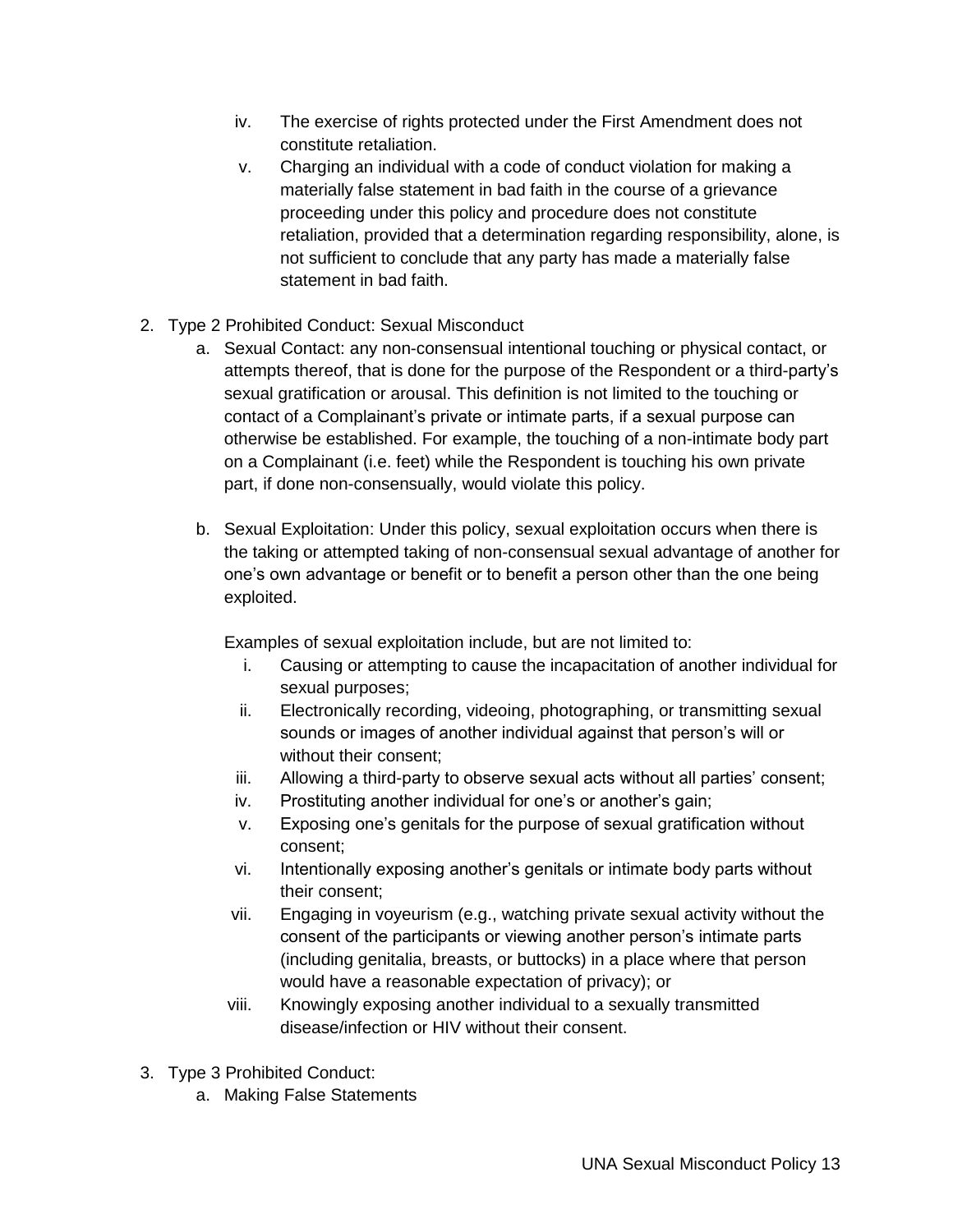iv. The exercise of rights protected under the First Amendment does not constitute retaliation.

v. Charging an individual with a code of conduct violation for making a materially false statement in bad faith in the course of a grievance proceeding under this policy and procedure does not constitute retaliation, provided that a determination regarding responsibility, alone, is not sufficient to conclude that any party has made a materially false statement in bad faith.

2. Type 2 Prohibited Conduct: Sexual Misconduct
   a. Sexual Contact: any non-consensual intentional touching or physical contact, or attempts thereof, that is done for the purpose of the Respondent or a third-party's sexual gratification or arousal. This definition is not limited to the touching or contact of a Complainant's private or intimate parts, if a sexual purpose can otherwise be established. For example, the touching of a non-intimate body part on a Complainant (i.e. feet) while the Respondent is touching his own private part, if done non-consensually, would violate this policy.

   b. Sexual Exploitation: Under this policy, sexual exploitation occurs when there is the taking or attempted taking of non-consensual sexual advantage of another for one's own advantage or benefit or to benefit a person other than the one being exploited.

      Examples of sexual exploitation include, but are not limited to:
      i. Causing or attempting to cause the incapacitation of another individual for sexual purposes;
      ii. Electronically recording, videoing, photographing, or transmitting sexual sounds or images of another individual against that person's will or without their consent;
      iii. Allowing a third-party to observe sexual acts without all parties' consent;
      iv. Prostituting another individual for one's or another's gain;
      v. Exposing one's genitals for the purpose of sexual gratification without consent;
      vi. Intentionally exposing another's genitals or intimate body parts without their consent;
      vii. Engaging in voyeurism (e.g., watching private sexual activity without the consent of the participants or viewing another person's intimate parts (including genitalia, breasts, or buttocks) in a place where that person would have a reasonable expectation of privacy); or
      viii. Knowingly exposing another individual to a sexually transmitted disease/infection or HIV without their consent.

3. Type 3 Prohibited Conduct:
   a. Making False Statements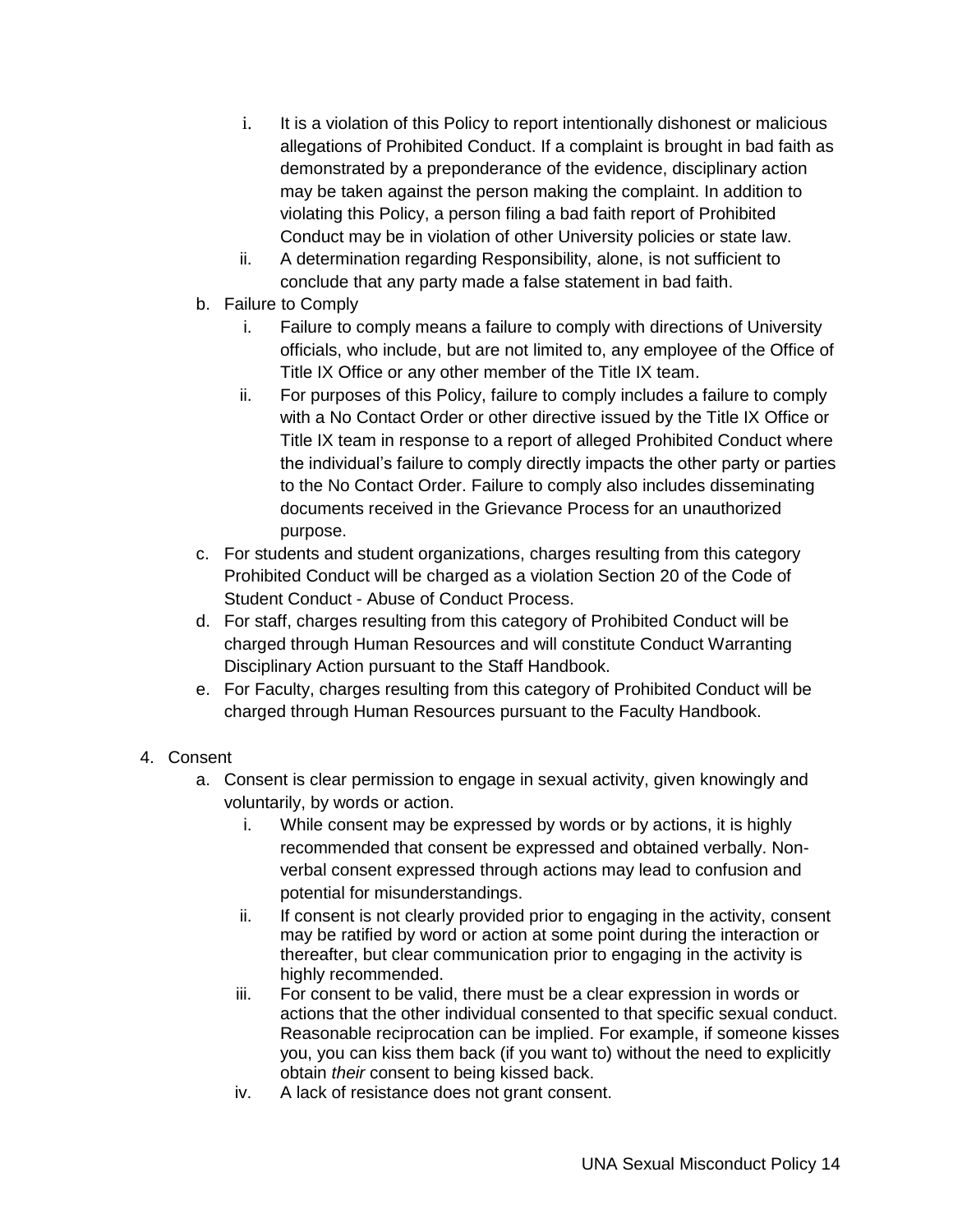i. It is a violation of this Policy to report intentionally dishonest or malicious allegations of Prohibited Conduct. If a complaint is brought in bad faith as demonstrated by a preponderance of the evidence, disciplinary action may be taken against the person making the complaint. In addition to violating this Policy, a person filing a bad faith report of Prohibited Conduct may be in violation of other University policies or state law.
   ii. A determination regarding Responsibility, alone, is not sufficient to conclude that any party made a false statement in bad faith.

b. Failure to Comply
   i. Failure to comply means a failure to comply with directions of University officials, who include, but are not limited to, any employee of the Office of Title IX Office or any other member of the Title IX team.
   ii. For purposes of this Policy, failure to comply includes a failure to comply with a No Contact Order or other directive issued by the Title IX Office or Title IX team in response to a report of alleged Prohibited Conduct where the individual's failure to comply directly impacts the other party or parties to the No Contact Order. Failure to comply also includes disseminating documents received in the Grievance Process for an unauthorized purpose.

c. For students and student organizations, charges resulting from this category Prohibited Conduct will be charged as a violation Section 20 of the Code of Student Conduct - Abuse of Conduct Process.

d. For staff, charges resulting from this category of Prohibited Conduct will be charged through Human Resources and will constitute Conduct Warranting Disciplinary Action pursuant to the Staff Handbook.

e. For Faculty, charges resulting from this category of Prohibited Conduct will be charged through Human Resources pursuant to the Faculty Handbook.

4. Consent
   a. Consent is clear permission to engage in sexual activity, given knowingly and voluntarily, by words or action.
      i. While consent may be expressed by words or by actions, it is highly recommended that consent be expressed and obtained verbally. Non-verbal consent expressed through actions may lead to confusion and potential for misunderstandings.
      ii. If consent is not clearly provided prior to engaging in the activity, consent may be ratified by word or action at some point during the interaction or thereafter, but clear communication prior to engaging in the activity is highly recommended.
      iii. For consent to be valid, there must be a clear expression in words or actions that the other individual consented to that specific sexual conduct. Reasonable reciprocation can be implied. For example, if someone kisses you, you can kiss them back (if you want to) without the need to explicitly obtain *their* consent to being kissed back.
      iv. A lack of resistance does not grant consent.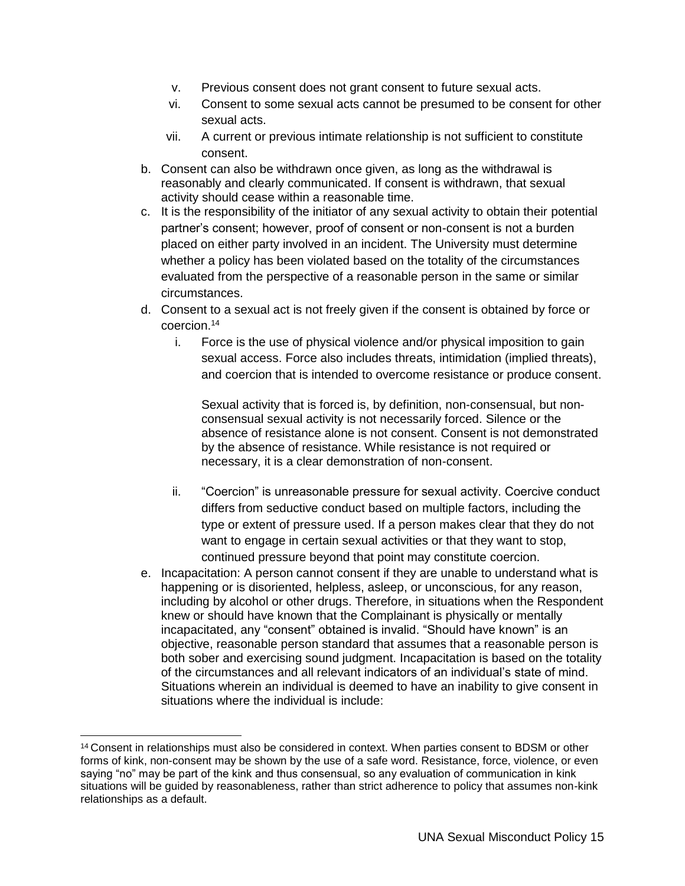v. Previous consent does not grant consent to future sexual acts.
vi. Consent to some sexual acts cannot be presumed to be consent for other sexual acts.
vii. A current or previous intimate relationship is not sufficient to constitute consent.

b. Consent can also be withdrawn once given, as long as the withdrawal is reasonably and clearly communicated. If consent is withdrawn, that sexual activity should cease within a reasonable time.

c. It is the responsibility of the initiator of any sexual activity to obtain their potential partner's consent; however, proof of consent or non-consent is not a burden placed on either party involved in an incident. The University must determine whether a policy has been violated based on the totality of the circumstances evaluated from the perspective of a reasonable person in the same or similar circumstances.

d. Consent to a sexual act is not freely given if the consent is obtained by force or coercion.[14]

   i. Force is the use of physical violence and/or physical imposition to gain sexual access. Force also includes threats, intimidation (implied threats), and coercion that is intended to overcome resistance or produce consent.

      Sexual activity that is forced is, by definition, non-consensual, but non-consensual sexual activity is not necessarily forced. Silence or the absence of resistance alone is not consent. Consent is not demonstrated by the absence of resistance. While resistance is not required or necessary, it is a clear demonstration of non-consent.

   ii. "Coercion" is unreasonable pressure for sexual activity. Coercive conduct differs from seductive conduct based on multiple factors, including the type or extent of pressure used. If a person makes clear that they do not want to engage in certain sexual activities or that they want to stop, continued pressure beyond that point may constitute coercion.

e. Incapacitation: A person cannot consent if they are unable to understand what is happening or is disoriented, helpless, asleep, or unconscious, for any reason, including by alcohol or other drugs. Therefore, in situations when the Respondent knew or should have known that the Complainant is physically or mentally incapacitated, any "consent" obtained is invalid. "Should have known" is an objective, reasonable person standard that assumes that a reasonable person is both sober and exercising sound judgment. Incapacitation is based on the totality of the circumstances and all relevant indicators of an individual's state of mind. Situations wherein an individual is deemed to have an inability to give consent in situations where the individual is include:

---

[14] Consent in relationships must also be considered in context. When parties consent to BDSM or other forms of kink, non-consent may be shown by the use of a safe word. Resistance, force, violence, or even saying "no" may be part of the kink and thus consensual, so any evaluation of communication in kink situations will be guided by reasonableness, rather than strict adherence to policy that assumes non-kink relationships as a default.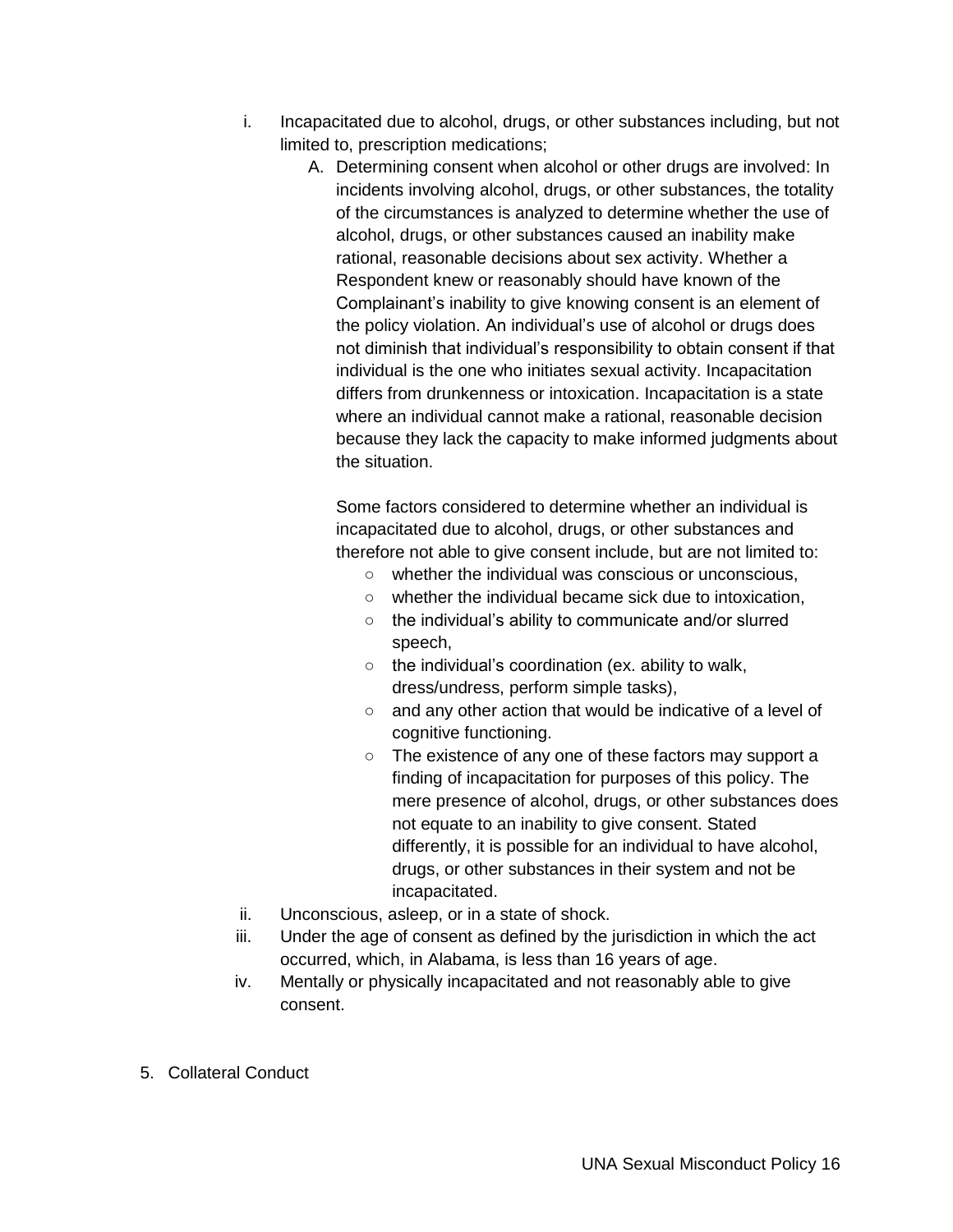i. Incapacitated due to alcohol, drugs, or other substances including, but not limited to, prescription medications;

   A. Determining consent when alcohol or other drugs are involved: In incidents involving alcohol, drugs, or other substances, the totality of the circumstances is analyzed to determine whether the use of alcohol, drugs, or other substances caused an inability make rational, reasonable decisions about sex activity. Whether a Respondent knew or reasonably should have known of the Complainant's inability to give knowing consent is an element of the policy violation. An individual's use of alcohol or drugs does not diminish that individual's responsibility to obtain consent if that individual is the one who initiates sexual activity. Incapacitation differs from drunkenness or intoxication. Incapacitation is a state where an individual cannot make a rational, reasonable decision because they lack the capacity to make informed judgments about the situation.

      Some factors considered to determine whether an individual is incapacitated due to alcohol, drugs, or other substances and therefore not able to give consent include, but are not limited to:

      - whether the individual was conscious or unconscious,
      - whether the individual became sick due to intoxication,
      - the individual's ability to communicate and/or slurred speech,
      - the individual's coordination (ex. ability to walk, dress/undress, perform simple tasks),
      - and any other action that would be indicative of a level of cognitive functioning.
      - The existence of any one of these factors may support a finding of incapacitation for purposes of this policy. The mere presence of alcohol, drugs, or other substances does not equate to an inability to give consent. Stated differently, it is possible for an individual to have alcohol, drugs, or other substances in their system and not be incapacitated.

ii. Unconscious, asleep, or in a state of shock.

iii. Under the age of consent as defined by the jurisdiction in which the act occurred, which, in Alabama, is less than 16 years of age.

iv. Mentally or physically incapacitated and not reasonably able to give consent.

5. Collateral Conduct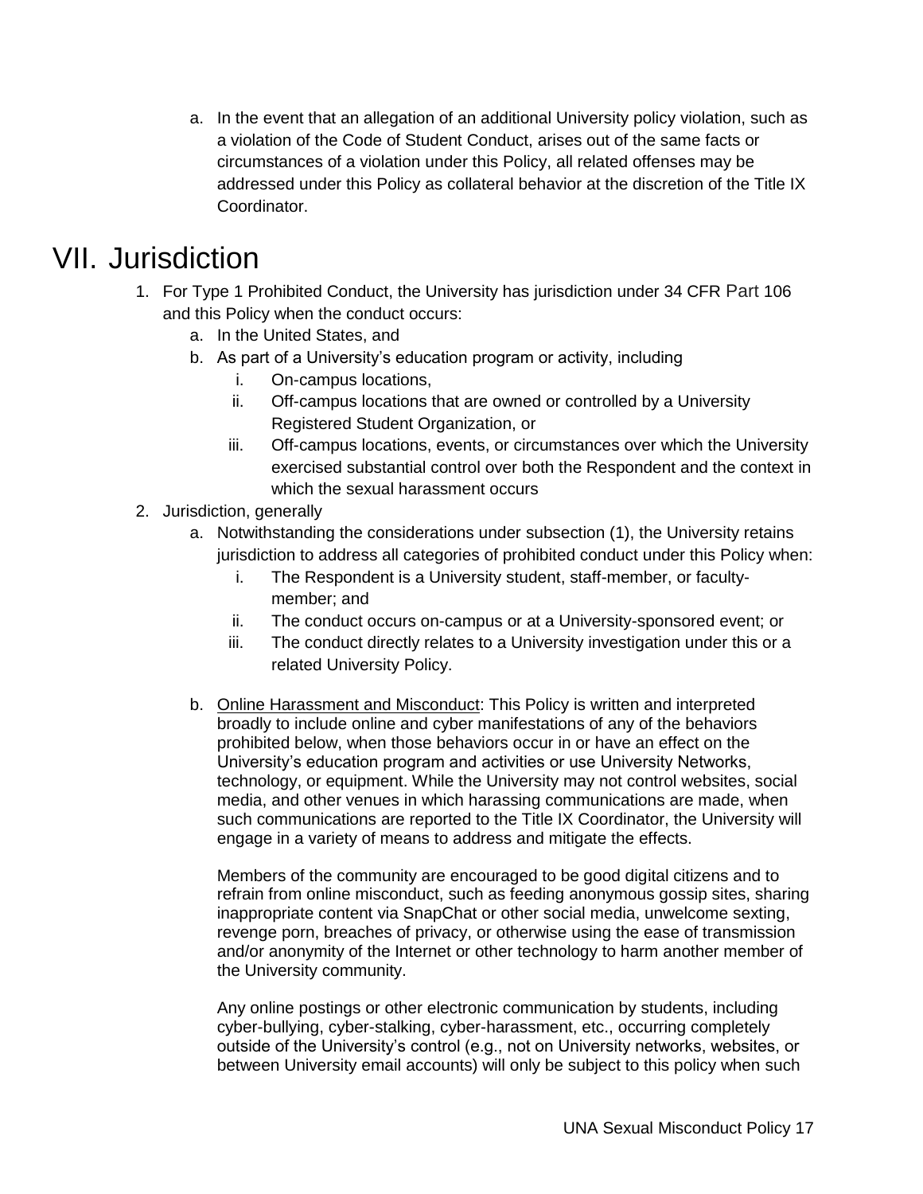a. In the event that an allegation of an additional University policy violation, such as a violation of the Code of Student Conduct, arises out of the same facts or circumstances of a violation under this Policy, all related offenses may be addressed under this Policy as collateral behavior at the discretion of the Title IX Coordinator.

# VII. Jurisdiction

1. For Type 1 Prohibited Conduct, the University has jurisdiction under 34 CFR Part 106 and this Policy when the conduct occurs:
   a. In the United States, and
   b. As part of a University's education program or activity, including
      i. On-campus locations,
      ii. Off-campus locations that are owned or controlled by a University Registered Student Organization, or
      iii. Off-campus locations, events, or circumstances over which the University exercised substantial control over both the Respondent and the context in which the sexual harassment occurs
2. Jurisdiction, generally
   a. Notwithstanding the considerations under subsection (1), the University retains jurisdiction to address all categories of prohibited conduct under this Policy when:
      i. The Respondent is a University student, staff-member, or faculty-member; and
      ii. The conduct occurs on-campus or at a University-sponsored event; or
      iii. The conduct directly relates to a University investigation under this or a related University Policy.

   b. Online Harassment and Misconduct: This Policy is written and interpreted broadly to include online and cyber manifestations of any of the behaviors prohibited below, when those behaviors occur in or have an effect on the University's education program and activities or use University Networks, technology, or equipment. While the University may not control websites, social media, and other venues in which harassing communications are made, when such communications are reported to the Title IX Coordinator, the University will engage in a variety of means to address and mitigate the effects.

      Members of the community are encouraged to be good digital citizens and to refrain from online misconduct, such as feeding anonymous gossip sites, sharing inappropriate content via SnapChat or other social media, unwelcome sexting, revenge porn, breaches of privacy, or otherwise using the ease of transmission and/or anonymity of the Internet or other technology to harm another member of the University community.

      Any online postings or other electronic communication by students, including cyber-bullying, cyber-stalking, cyber-harassment, etc., occurring completely outside of the University's control (e.g., not on University networks, websites, or between University email accounts) will only be subject to this policy when such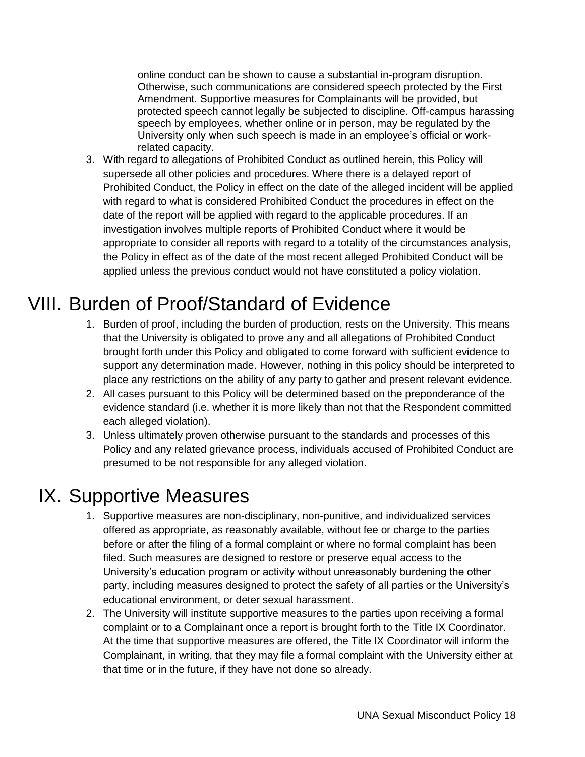online conduct can be shown to cause a substantial in-program disruption. Otherwise, such communications are considered speech protected by the First Amendment. Supportive measures for Complainants will be provided, but protected speech cannot legally be subjected to discipline. Off-campus harassing speech by employees, whether online or in person, may be regulated by the University only when such speech is made in an employee's official or work-related capacity.

3. With regard to allegations of Prohibited Conduct as outlined herein, this Policy will supersede all other policies and procedures. Where there is a delayed report of Prohibited Conduct, the Policy in effect on the date of the alleged incident will be applied with regard to what is considered Prohibited Conduct the procedures in effect on the date of the report will be applied with regard to the applicable procedures. If an investigation involves multiple reports of Prohibited Conduct where it would be appropriate to consider all reports with regard to a totality of the circumstances analysis, the Policy in effect as of the date of the most recent alleged Prohibited Conduct will be applied unless the previous conduct would not have constituted a policy violation.

# VIII. Burden of Proof/Standard of Evidence

1. Burden of proof, including the burden of production, rests on the University. This means that the University is obligated to prove any and all allegations of Prohibited Conduct brought forth under this Policy and obligated to come forward with sufficient evidence to support any determination made. However, nothing in this policy should be interpreted to place any restrictions on the ability of any party to gather and present relevant evidence.
2. All cases pursuant to this Policy will be determined based on the preponderance of the evidence standard (i.e. whether it is more likely than not that the Respondent committed each alleged violation).
3. Unless ultimately proven otherwise pursuant to the standards and processes of this Policy and any related grievance process, individuals accused of Prohibited Conduct are presumed to be not responsible for any alleged violation.

# IX. Supportive Measures

1. Supportive measures are non-disciplinary, non-punitive, and individualized services offered as appropriate, as reasonably available, without fee or charge to the parties before or after the filing of a formal complaint or where no formal complaint has been filed. Such measures are designed to restore or preserve equal access to the University's education program or activity without unreasonably burdening the other party, including measures designed to protect the safety of all parties or the University's educational environment, or deter sexual harassment.
2. The University will institute supportive measures to the parties upon receiving a formal complaint or to a Complainant once a report is brought forth to the Title IX Coordinator. At the time that supportive measures are offered, the Title IX Coordinator will inform the Complainant, in writing, that they may file a formal complaint with the University either at that time or in the future, if they have not done so already.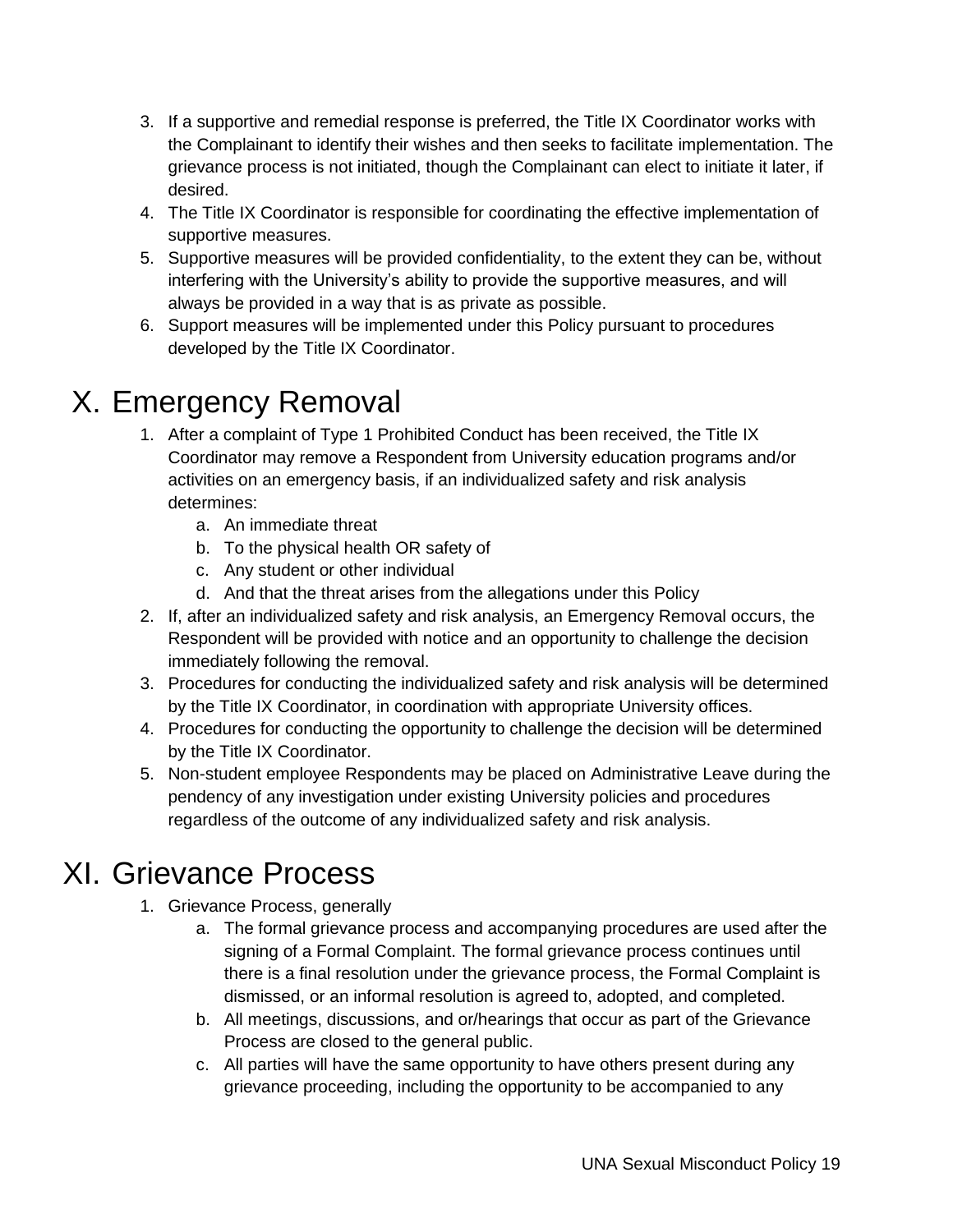3. If a supportive and remedial response is preferred, the Title IX Coordinator works with the Complainant to identify their wishes and then seeks to facilitate implementation. The grievance process is not initiated, though the Complainant can elect to initiate it later, if desired.
4. The Title IX Coordinator is responsible for coordinating the effective implementation of supportive measures.
5. Supportive measures will be provided confidentiality, to the extent they can be, without interfering with the University's ability to provide the supportive measures, and will always be provided in a way that is as private as possible.
6. Support measures will be implemented under this Policy pursuant to procedures developed by the Title IX Coordinator.

# X. Emergency Removal

1. After a complaint of Type 1 Prohibited Conduct has been received, the Title IX Coordinator may remove a Respondent from University education programs and/or activities on an emergency basis, if an individualized safety and risk analysis determines:
   a. An immediate threat
   b. To the physical health OR safety of
   c. Any student or other individual
   d. And that the threat arises from the allegations under this Policy
2. If, after an individualized safety and risk analysis, an Emergency Removal occurs, the Respondent will be provided with notice and an opportunity to challenge the decision immediately following the removal.
3. Procedures for conducting the individualized safety and risk analysis will be determined by the Title IX Coordinator, in coordination with appropriate University offices.
4. Procedures for conducting the opportunity to challenge the decision will be determined by the Title IX Coordinator.
5. Non-student employee Respondents may be placed on Administrative Leave during the pendency of any investigation under existing University policies and procedures regardless of the outcome of any individualized safety and risk analysis.

# XI. Grievance Process

1. Grievance Process, generally
   a. The formal grievance process and accompanying procedures are used after the signing of a Formal Complaint. The formal grievance process continues until there is a final resolution under the grievance process, the Formal Complaint is dismissed, or an informal resolution is agreed to, adopted, and completed.
   b. All meetings, discussions, and or/hearings that occur as part of the Grievance Process are closed to the general public.
   c. All parties will have the same opportunity to have others present during any grievance proceeding, including the opportunity to be accompanied to any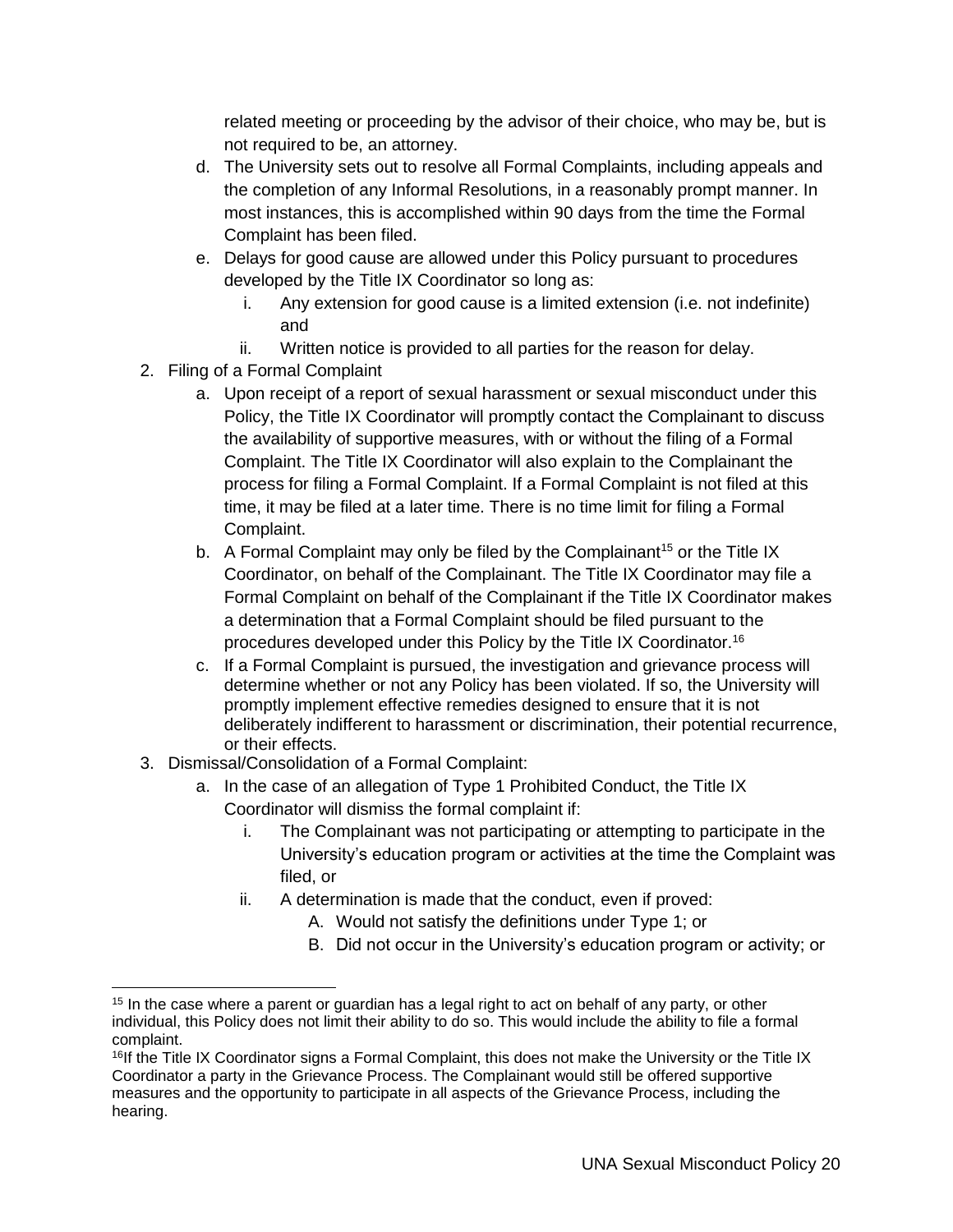related meeting or proceeding by the advisor of their choice, who may be, but is not required to be, an attorney.

   d. The University sets out to resolve all Formal Complaints, including appeals and the completion of any Informal Resolutions, in a reasonably prompt manner. In most instances, this is accomplished within 90 days from the time the Formal Complaint has been filed.
   e. Delays for good cause are allowed under this Policy pursuant to procedures developed by the Title IX Coordinator so long as:
      i. Any extension for good cause is a limited extension (i.e. not indefinite) and
      ii. Written notice is provided to all parties for the reason for delay.

2. Filing of a Formal Complaint
   a. Upon receipt of a report of sexual harassment or sexual misconduct under this Policy, the Title IX Coordinator will promptly contact the Complainant to discuss the availability of supportive measures, with or without the filing of a Formal Complaint. The Title IX Coordinator will also explain to the Complainant the process for filing a Formal Complaint. If a Formal Complaint is not filed at this time, it may be filed at a later time. There is no time limit for filing a Formal Complaint.
   b. A Formal Complaint may only be filed by the Complainant[15] or the Title IX Coordinator, on behalf of the Complainant. The Title IX Coordinator may file a Formal Complaint on behalf of the Complainant if the Title IX Coordinator makes a determination that a Formal Complaint should be filed pursuant to the procedures developed under this Policy by the Title IX Coordinator.[16]
   c. If a Formal Complaint is pursued, the investigation and grievance process will determine whether or not any Policy has been violated. If so, the University will promptly implement effective remedies designed to ensure that it is not deliberately indifferent to harassment or discrimination, their potential recurrence, or their effects.

3. Dismissal/Consolidation of a Formal Complaint:
   a. In the case of an allegation of Type 1 Prohibited Conduct, the Title IX Coordinator will dismiss the formal complaint if:
      i. The Complainant was not participating or attempting to participate in the University's education program or activities at the time the Complaint was filed, or
      ii. A determination is made that the conduct, even if proved:
         A. Would not satisfy the definitions under Type 1; or
         B. Did not occur in the University's education program or activity; or

---

[15] In the case where a parent or guardian has a legal right to act on behalf of any party, or other individual, this Policy does not limit their ability to do so. This would include the ability to file a formal complaint.

[16] If the Title IX Coordinator signs a Formal Complaint, this does not make the University or the Title IX Coordinator a party in the Grievance Process. The Complainant would still be offered supportive measures and the opportunity to participate in all aspects of the Grievance Process, including the hearing.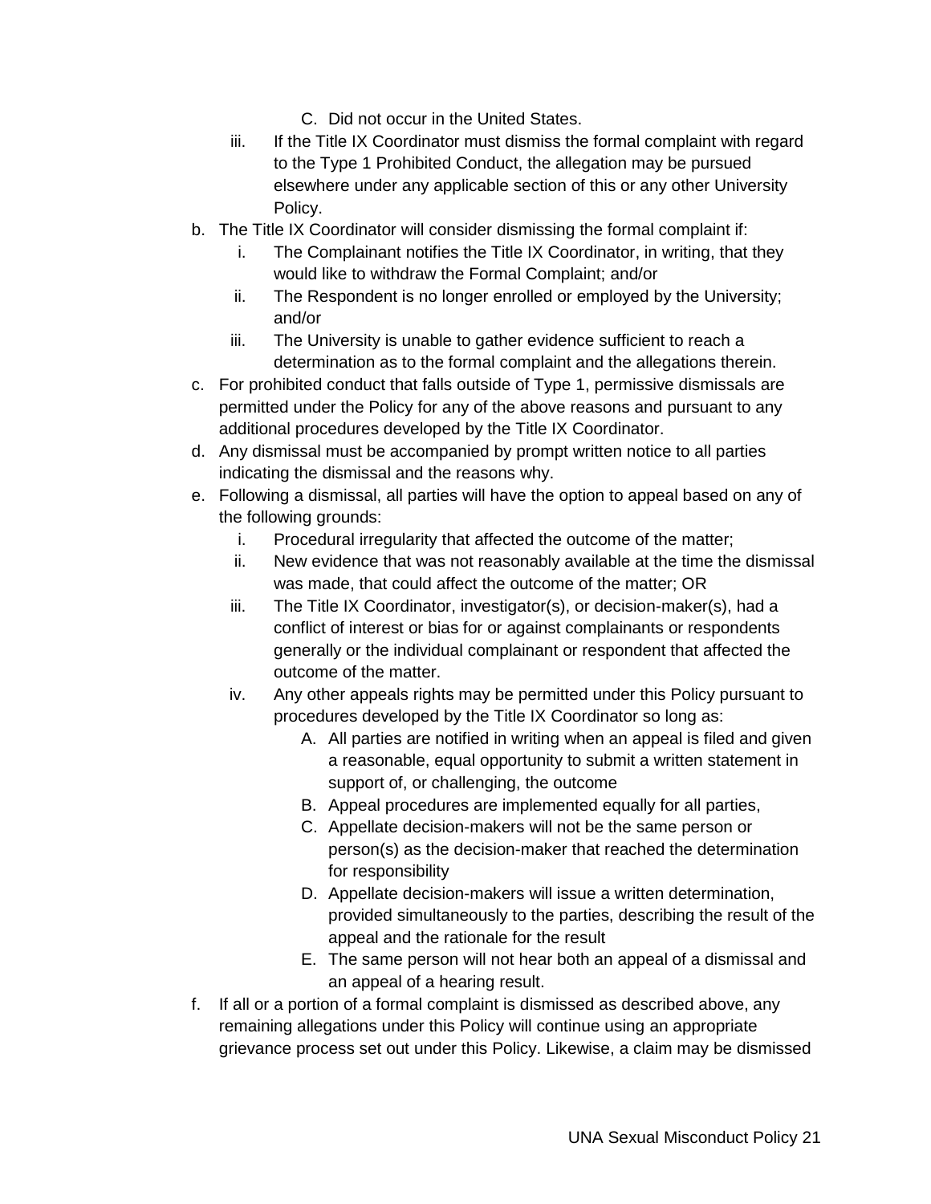C. Did not occur in the United States.

    iii. If the Title IX Coordinator must dismiss the formal complaint with regard to the Type 1 Prohibited Conduct, the allegation may be pursued elsewhere under any applicable section of this or any other University Policy.

b. The Title IX Coordinator will consider dismissing the formal complaint if:
    i. The Complainant notifies the Title IX Coordinator, in writing, that they would like to withdraw the Formal Complaint; and/or
    ii. The Respondent is no longer enrolled or employed by the University; and/or
    iii. The University is unable to gather evidence sufficient to reach a determination as to the formal complaint and the allegations therein.

c. For prohibited conduct that falls outside of Type 1, permissive dismissals are permitted under the Policy for any of the above reasons and pursuant to any additional procedures developed by the Title IX Coordinator.

d. Any dismissal must be accompanied by prompt written notice to all parties indicating the dismissal and the reasons why.

e. Following a dismissal, all parties will have the option to appeal based on any of the following grounds:
    i. Procedural irregularity that affected the outcome of the matter;
    ii. New evidence that was not reasonably available at the time the dismissal was made, that could affect the outcome of the matter; OR
    iii. The Title IX Coordinator, investigator(s), or decision-maker(s), had a conflict of interest or bias for or against complainants or respondents generally or the individual complainant or respondent that affected the outcome of the matter.
    iv. Any other appeals rights may be permitted under this Policy pursuant to procedures developed by the Title IX Coordinator so long as:
        A. All parties are notified in writing when an appeal is filed and given a reasonable, equal opportunity to submit a written statement in support of, or challenging, the outcome
        B. Appeal procedures are implemented equally for all parties,
        C. Appellate decision-makers will not be the same person or person(s) as the decision-maker that reached the determination for responsibility
        D. Appellate decision-makers will issue a written determination, provided simultaneously to the parties, describing the result of the appeal and the rationale for the result
        E. The same person will not hear both an appeal of a dismissal and an appeal of a hearing result.

f. If all or a portion of a formal complaint is dismissed as described above, any remaining allegations under this Policy will continue using an appropriate grievance process set out under this Policy. Likewise, a claim may be dismissed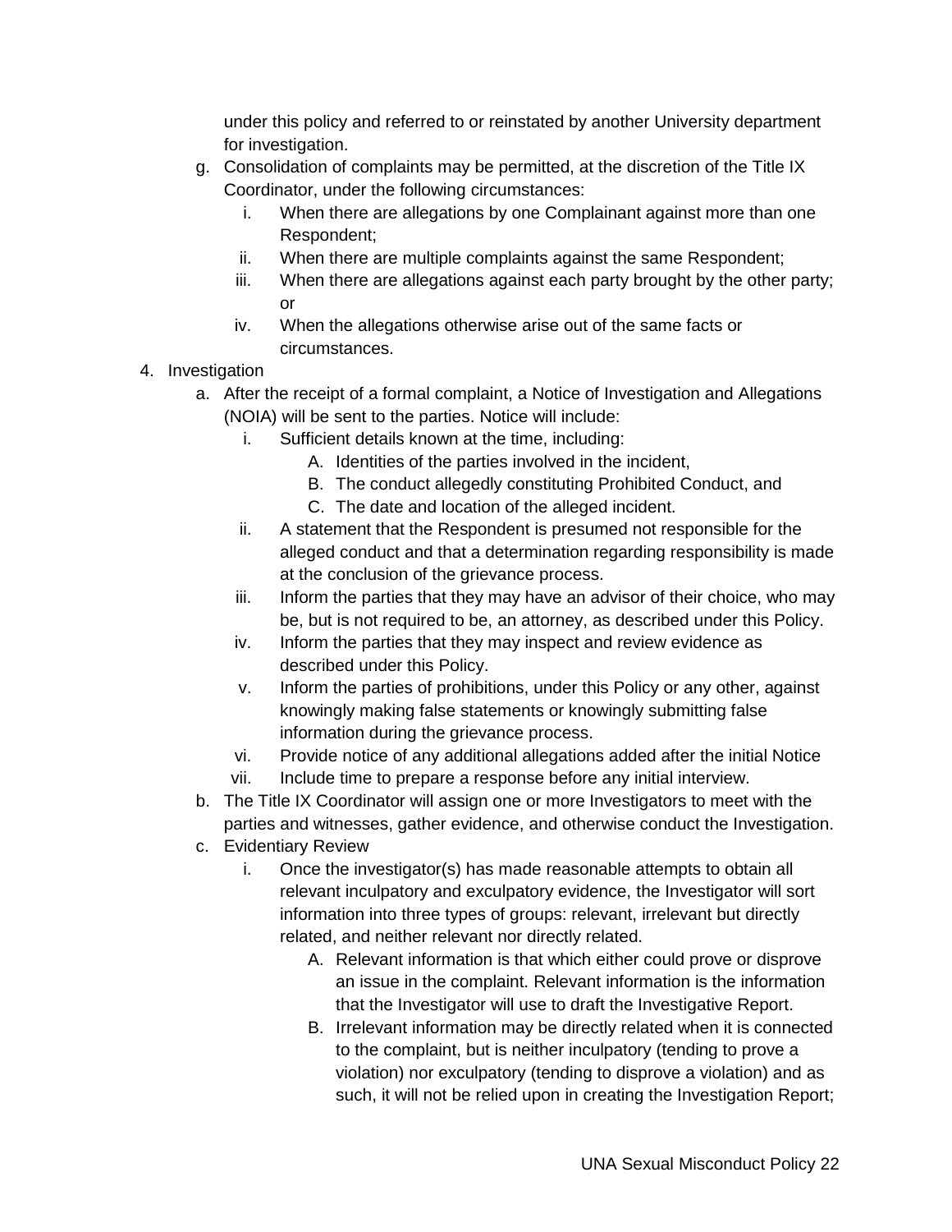under this policy and referred to or reinstated by another University department for investigation.

g. Consolidation of complaints may be permitted, at the discretion of the Title IX Coordinator, under the following circumstances:
    i. When there are allegations by one Complainant against more than one Respondent;
    ii. When there are multiple complaints against the same Respondent;
    iii. When there are allegations against each party brought by the other party; or
    iv. When the allegations otherwise arise out of the same facts or circumstances.

4. Investigation
    a. After the receipt of a formal complaint, a Notice of Investigation and Allegations (NOIA) will be sent to the parties. Notice will include:
        i. Sufficient details known at the time, including:
            A. Identities of the parties involved in the incident,
            B. The conduct allegedly constituting Prohibited Conduct, and
            C. The date and location of the alleged incident.
        ii. A statement that the Respondent is presumed not responsible for the alleged conduct and that a determination regarding responsibility is made at the conclusion of the grievance process.
        iii. Inform the parties that they may have an advisor of their choice, who may be, but is not required to be, an attorney, as described under this Policy.
        iv. Inform the parties that they may inspect and review evidence as described under this Policy.
        v. Inform the parties of prohibitions, under this Policy or any other, against knowingly making false statements or knowingly submitting false information during the grievance process.
        vi. Provide notice of any additional allegations added after the initial Notice
        vii. Include time to prepare a response before any initial interview.
    b. The Title IX Coordinator will assign one or more Investigators to meet with the parties and witnesses, gather evidence, and otherwise conduct the Investigation.
    c. Evidentiary Review
        i. Once the investigator(s) has made reasonable attempts to obtain all relevant inculpatory and exculpatory evidence, the Investigator will sort information into three types of groups: relevant, irrelevant but directly related, and neither relevant nor directly related.
            A. Relevant information is that which either could prove or disprove an issue in the complaint. Relevant information is the information that the Investigator will use to draft the Investigative Report.
            B. Irrelevant information may be directly related when it is connected to the complaint, but is neither inculpatory (tending to prove a violation) nor exculpatory (tending to disprove a violation) and as such, it will not be relied upon in creating the Investigation Report;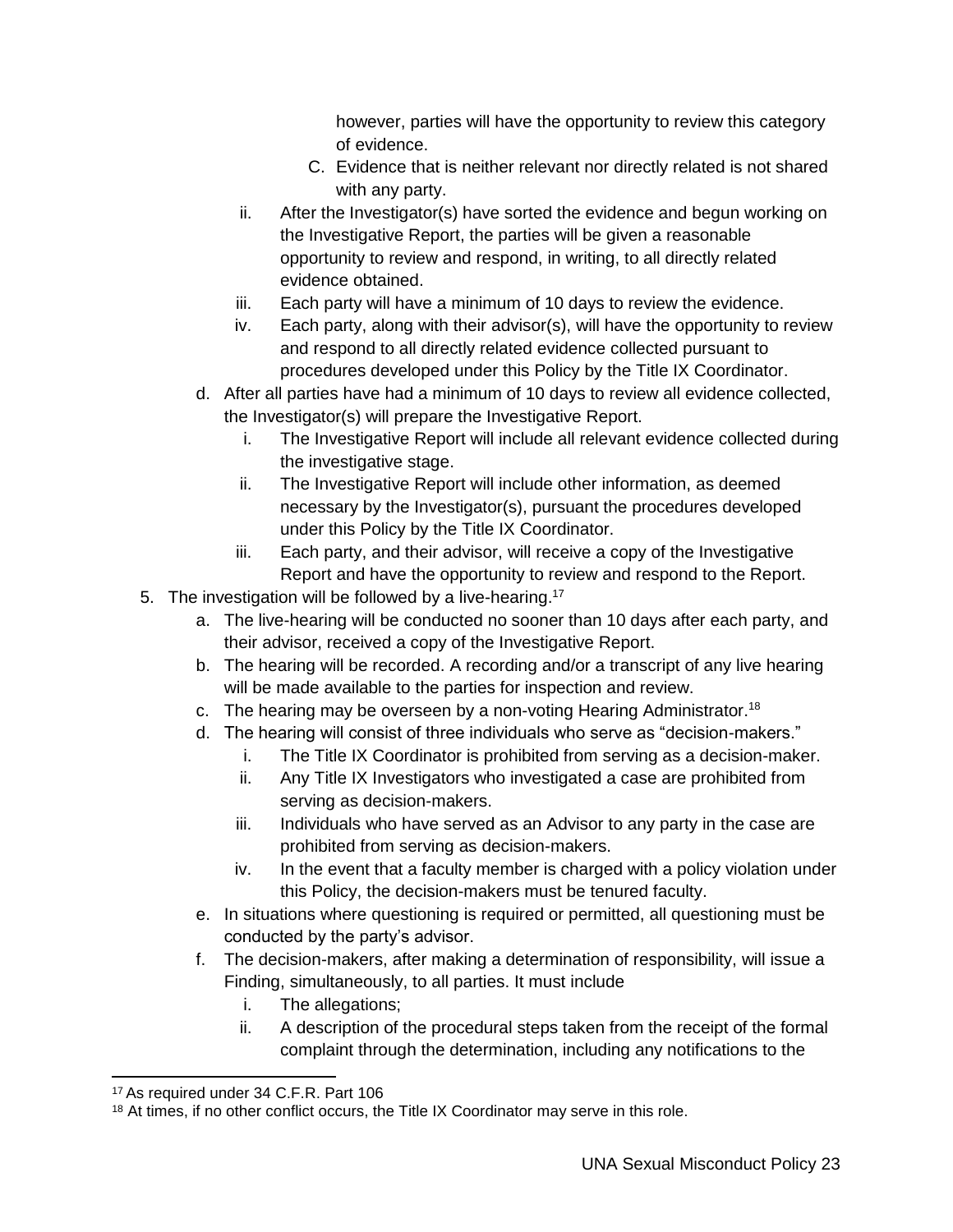however, parties will have the opportunity to review this category of evidence.

C. Evidence that is neither relevant nor directly related is not shared with any party.

ii. After the Investigator(s) have sorted the evidence and begun working on the Investigative Report, the parties will be given a reasonable opportunity to review and respond, in writing, to all directly related evidence obtained.

iii. Each party will have a minimum of 10 days to review the evidence.

iv. Each party, along with their advisor(s), will have the opportunity to review and respond to all directly related evidence collected pursuant to procedures developed under this Policy by the Title IX Coordinator.

d. After all parties have had a minimum of 10 days to review all evidence collected, the Investigator(s) will prepare the Investigative Report.

   i. The Investigative Report will include all relevant evidence collected during the investigative stage.

   ii. The Investigative Report will include other information, as deemed necessary by the Investigator(s), pursuant the procedures developed under this Policy by the Title IX Coordinator.

   iii. Each party, and their advisor, will receive a copy of the Investigative Report and have the opportunity to review and respond to the Report.

5. The investigation will be followed by a live-hearing.[17]

   a. The live-hearing will be conducted no sooner than 10 days after each party, and their advisor, received a copy of the Investigative Report.

   b. The hearing will be recorded. A recording and/or a transcript of any live hearing will be made available to the parties for inspection and review.

   c. The hearing may be overseen by a non-voting Hearing Administrator.[18]

   d. The hearing will consist of three individuals who serve as "decision-makers."

      i. The Title IX Coordinator is prohibited from serving as a decision-maker.

      ii. Any Title IX Investigators who investigated a case are prohibited from serving as decision-makers.

      iii. Individuals who have served as an Advisor to any party in the case are prohibited from serving as decision-makers.

      iv. In the event that a faculty member is charged with a policy violation under this Policy, the decision-makers must be tenured faculty.

   e. In situations where questioning is required or permitted, all questioning must be conducted by the party's advisor.

   f. The decision-makers, after making a determination of responsibility, will issue a Finding, simultaneously, to all parties. It must include

      i. The allegations;

      ii. A description of the procedural steps taken from the receipt of the formal complaint through the determination, including any notifications to the

---

[17] As required under 34 C.F.R. Part 106

[18] At times, if no other conflict occurs, the Title IX Coordinator may serve in this role.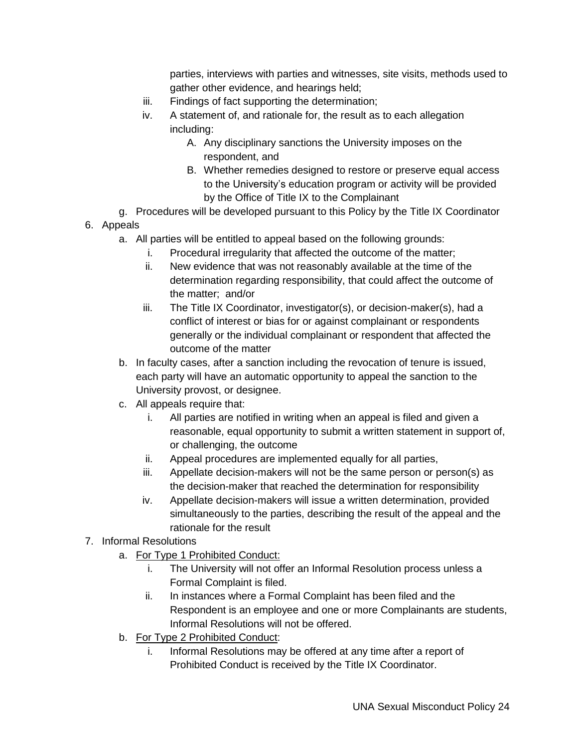parties, interviews with parties and witnesses, site visits, methods used to gather other evidence, and hearings held;

   iii. Findings of fact supporting the determination;
   iv. A statement of, and rationale for, the result as to each allegation including:
      A. Any disciplinary sanctions the University imposes on the respondent, and
      B. Whether remedies designed to restore or preserve equal access to the University's education program or activity will be provided by the Office of Title IX to the Complainant

g. Procedures will be developed pursuant to this Policy by the Title IX Coordinator

6. Appeals
   a. All parties will be entitled to appeal based on the following grounds:
      i. Procedural irregularity that affected the outcome of the matter;
      ii. New evidence that was not reasonably available at the time of the determination regarding responsibility, that could affect the outcome of the matter; and/or
      iii. The Title IX Coordinator, investigator(s), or decision-maker(s), had a conflict of interest or bias for or against complainant or respondents generally or the individual complainant or respondent that affected the outcome of the matter
   b. In faculty cases, after a sanction including the revocation of tenure is issued, each party will have an automatic opportunity to appeal the sanction to the University provost, or designee.
   c. All appeals require that:
      i. All parties are notified in writing when an appeal is filed and given a reasonable, equal opportunity to submit a written statement in support of, or challenging, the outcome
      ii. Appeal procedures are implemented equally for all parties,
      iii. Appellate decision-makers will not be the same person or person(s) as the decision-maker that reached the determination for responsibility
      iv. Appellate decision-makers will issue a written determination, provided simultaneously to the parties, describing the result of the appeal and the rationale for the result

7. Informal Resolutions
   a. For Type 1 Prohibited Conduct:
      i. The University will not offer an Informal Resolution process unless a Formal Complaint is filed.
      ii. In instances where a Formal Complaint has been filed and the Respondent is an employee and one or more Complainants are students, Informal Resolutions will not be offered.
   b. For Type 2 Prohibited Conduct:
      i. Informal Resolutions may be offered at any time after a report of Prohibited Conduct is received by the Title IX Coordinator.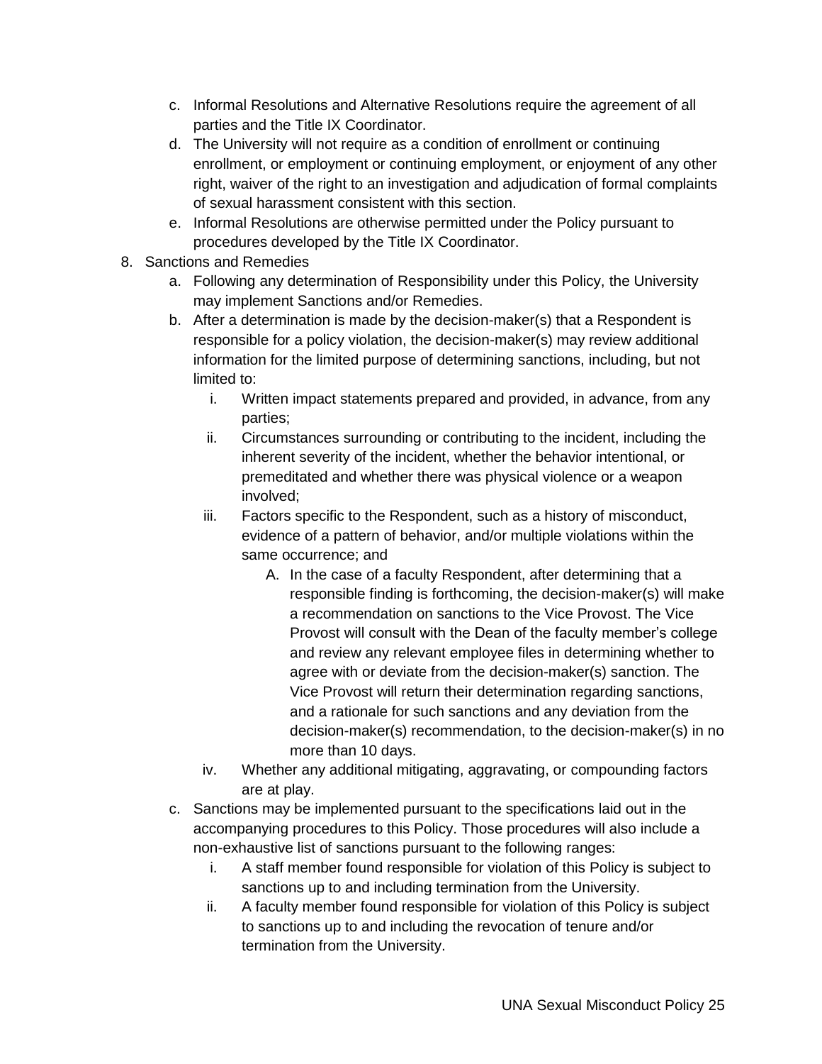c. Informal Resolutions and Alternative Resolutions require the agreement of all parties and the Title IX Coordinator.

d. The University will not require as a condition of enrollment or continuing enrollment, or employment or continuing employment, or enjoyment of any other right, waiver of the right to an investigation and adjudication of formal complaints of sexual harassment consistent with this section.

e. Informal Resolutions are otherwise permitted under the Policy pursuant to procedures developed by the Title IX Coordinator.

8. Sanctions and Remedies

   a. Following any determination of Responsibility under this Policy, the University may implement Sanctions and/or Remedies.

   b. After a determination is made by the decision-maker(s) that a Respondent is responsible for a policy violation, the decision-maker(s) may review additional information for the limited purpose of determining sanctions, including, but not limited to:

      i. Written impact statements prepared and provided, in advance, from any parties;

      ii. Circumstances surrounding or contributing to the incident, including the inherent severity of the incident, whether the behavior intentional, or premeditated and whether there was physical violence or a weapon involved;

      iii. Factors specific to the Respondent, such as a history of misconduct, evidence of a pattern of behavior, and/or multiple violations within the same occurrence; and

         A. In the case of a faculty Respondent, after determining that a responsible finding is forthcoming, the decision-maker(s) will make a recommendation on sanctions to the Vice Provost. The Vice Provost will consult with the Dean of the faculty member's college and review any relevant employee files in determining whether to agree with or deviate from the decision-maker(s) sanction. The Vice Provost will return their determination regarding sanctions, and a rationale for such sanctions and any deviation from the decision-maker(s) recommendation, to the decision-maker(s) in no more than 10 days.

      iv. Whether any additional mitigating, aggravating, or compounding factors are at play.

   c. Sanctions may be implemented pursuant to the specifications laid out in the accompanying procedures to this Policy. Those procedures will also include a non-exhaustive list of sanctions pursuant to the following ranges:

      i. A staff member found responsible for violation of this Policy is subject to sanctions up to and including termination from the University.

      ii. A faculty member found responsible for violation of this Policy is subject to sanctions up to and including the revocation of tenure and/or termination from the University.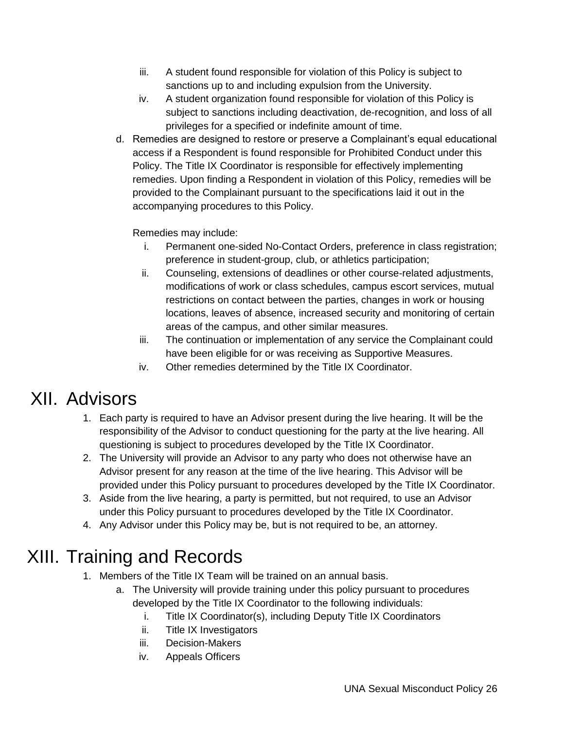iii. A student found responsible for violation of this Policy is subject to sanctions up to and including expulsion from the University.

iv. A student organization found responsible for violation of this Policy is subject to sanctions including deactivation, de-recognition, and loss of all privileges for a specified or indefinite amount of time.

d. Remedies are designed to restore or preserve a Complainant's equal educational access if a Respondent is found responsible for Prohibited Conduct under this Policy. The Title IX Coordinator is responsible for effectively implementing remedies. Upon finding a Respondent in violation of this Policy, remedies will be provided to the Complainant pursuant to the specifications laid it out in the accompanying procedures to this Policy.

   Remedies may include:

   i. Permanent one-sided No-Contact Orders, preference in class registration; preference in student-group, club, or athletics participation;

   ii. Counseling, extensions of deadlines or other course-related adjustments, modifications of work or class schedules, campus escort services, mutual restrictions on contact between the parties, changes in work or housing locations, leaves of absence, increased security and monitoring of certain areas of the campus, and other similar measures.

   iii. The continuation or implementation of any service the Complainant could have been eligible for or was receiving as Supportive Measures.

   iv. Other remedies determined by the Title IX Coordinator.

# XII. Advisors

1. Each party is required to have an Advisor present during the live hearing. It will be the responsibility of the Advisor to conduct questioning for the party at the live hearing. All questioning is subject to procedures developed by the Title IX Coordinator.
2. The University will provide an Advisor to any party who does not otherwise have an Advisor present for any reason at the time of the live hearing. This Advisor will be provided under this Policy pursuant to procedures developed by the Title IX Coordinator.
3. Aside from the live hearing, a party is permitted, but not required, to use an Advisor under this Policy pursuant to procedures developed by the Title IX Coordinator.
4. Any Advisor under this Policy may be, but is not required to be, an attorney.

# XIII. Training and Records

1. Members of the Title IX Team will be trained on an annual basis.
   a. The University will provide training under this policy pursuant to procedures developed by the Title IX Coordinator to the following individuals:
      i. Title IX Coordinator(s), including Deputy Title IX Coordinators
      ii. Title IX Investigators
      iii. Decision-Makers
      iv. Appeals Officers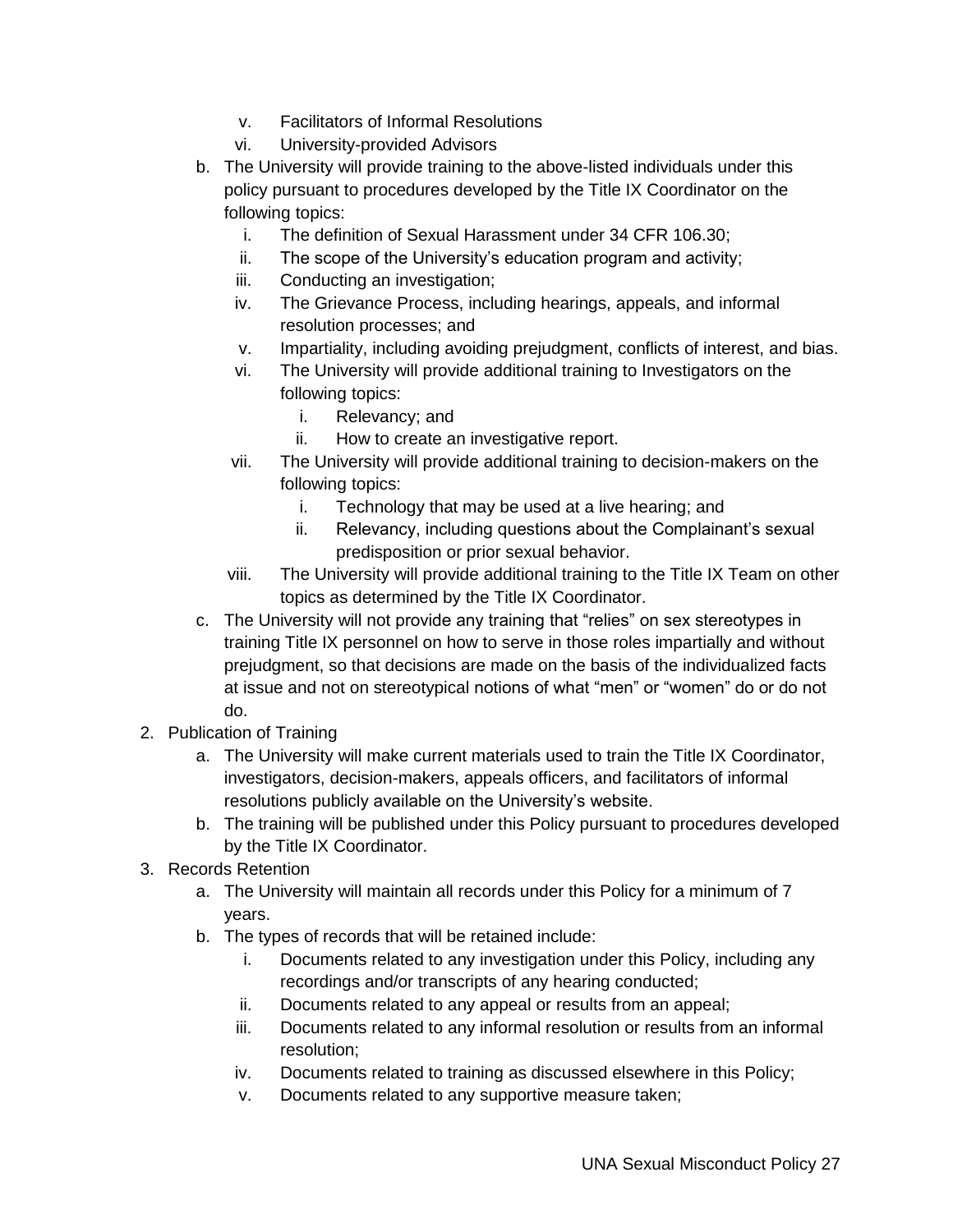v. Facilitators of Informal Resolutions
   vi. University-provided Advisors

   b. The University will provide training to the above-listed individuals under this policy pursuant to procedures developed by the Title IX Coordinator on the following topics:
      i. The definition of Sexual Harassment under 34 CFR 106.30;
      ii. The scope of the University's education program and activity;
      iii. Conducting an investigation;
      iv. The Grievance Process, including hearings, appeals, and informal resolution processes; and
      v. Impartiality, including avoiding prejudgment, conflicts of interest, and bias.
      vi. The University will provide additional training to Investigators on the following topics:
         i. Relevancy; and
         ii. How to create an investigative report.
      vii. The University will provide additional training to decision-makers on the following topics:
         i. Technology that may be used at a live hearing; and
         ii. Relevancy, including questions about the Complainant's sexual predisposition or prior sexual behavior.
      viii. The University will provide additional training to the Title IX Team on other topics as determined by the Title IX Coordinator.

   c. The University will not provide any training that "relies" on sex stereotypes in training Title IX personnel on how to serve in those roles impartially and without prejudgment, so that decisions are made on the basis of the individualized facts at issue and not on stereotypical notions of what "men" or "women" do or do not do.

2. Publication of Training
   a. The University will make current materials used to train the Title IX Coordinator, investigators, decision-makers, appeals officers, and facilitators of informal resolutions publicly available on the University's website.
   b. The training will be published under this Policy pursuant to procedures developed by the Title IX Coordinator.

3. Records Retention
   a. The University will maintain all records under this Policy for a minimum of 7 years.
   b. The types of records that will be retained include:
      i. Documents related to any investigation under this Policy, including any recordings and/or transcripts of any hearing conducted;
      ii. Documents related to any appeal or results from an appeal;
      iii. Documents related to any informal resolution or results from an informal resolution;
      iv. Documents related to training as discussed elsewhere in this Policy;
      v. Documents related to any supportive measure taken;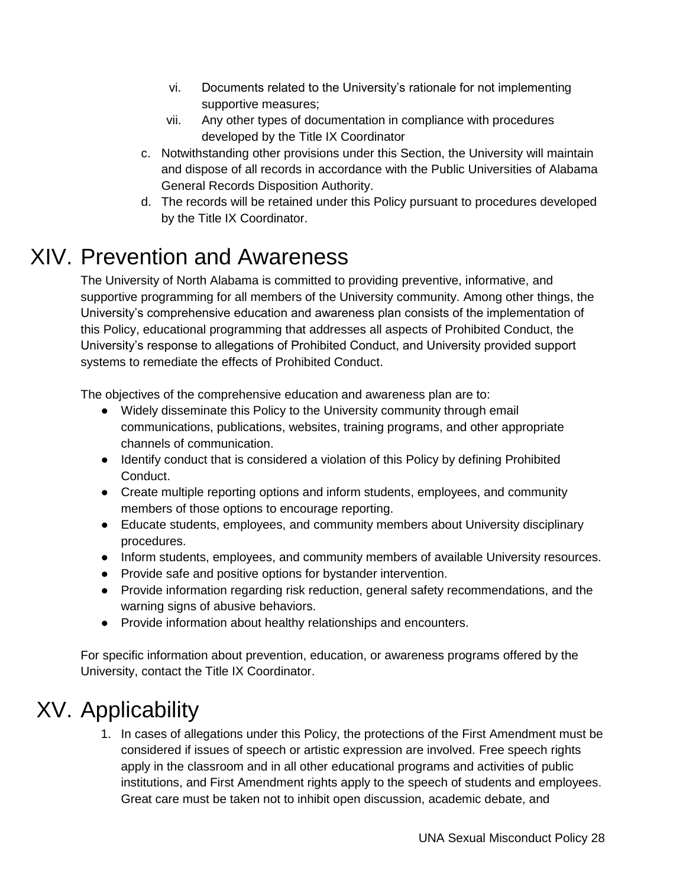vi. Documents related to the University's rationale for not implementing supportive measures;
   vii. Any other types of documentation in compliance with procedures developed by the Title IX Coordinator

c. Notwithstanding other provisions under this Section, the University will maintain and dispose of all records in accordance with the Public Universities of Alabama General Records Disposition Authority.
d. The records will be retained under this Policy pursuant to procedures developed by the Title IX Coordinator.

# XIV. Prevention and Awareness

The University of North Alabama is committed to providing preventive, informative, and supportive programming for all members of the University community. Among other things, the University's comprehensive education and awareness plan consists of the implementation of this Policy, educational programming that addresses all aspects of Prohibited Conduct, the University's response to allegations of Prohibited Conduct, and University provided support systems to remediate the effects of Prohibited Conduct.

The objectives of the comprehensive education and awareness plan are to:

- Widely disseminate this Policy to the University community through email communications, publications, websites, training programs, and other appropriate channels of communication.
- Identify conduct that is considered a violation of this Policy by defining Prohibited Conduct.
- Create multiple reporting options and inform students, employees, and community members of those options to encourage reporting.
- Educate students, employees, and community members about University disciplinary procedures.
- Inform students, employees, and community members of available University resources.
- Provide safe and positive options for bystander intervention.
- Provide information regarding risk reduction, general safety recommendations, and the warning signs of abusive behaviors.
- Provide information about healthy relationships and encounters.

For specific information about prevention, education, or awareness programs offered by the University, contact the Title IX Coordinator.

# XV. Applicability

1. In cases of allegations under this Policy, the protections of the First Amendment must be considered if issues of speech or artistic expression are involved. Free speech rights apply in the classroom and in all other educational programs and activities of public institutions, and First Amendment rights apply to the speech of students and employees. Great care must be taken not to inhibit open discussion, academic debate, and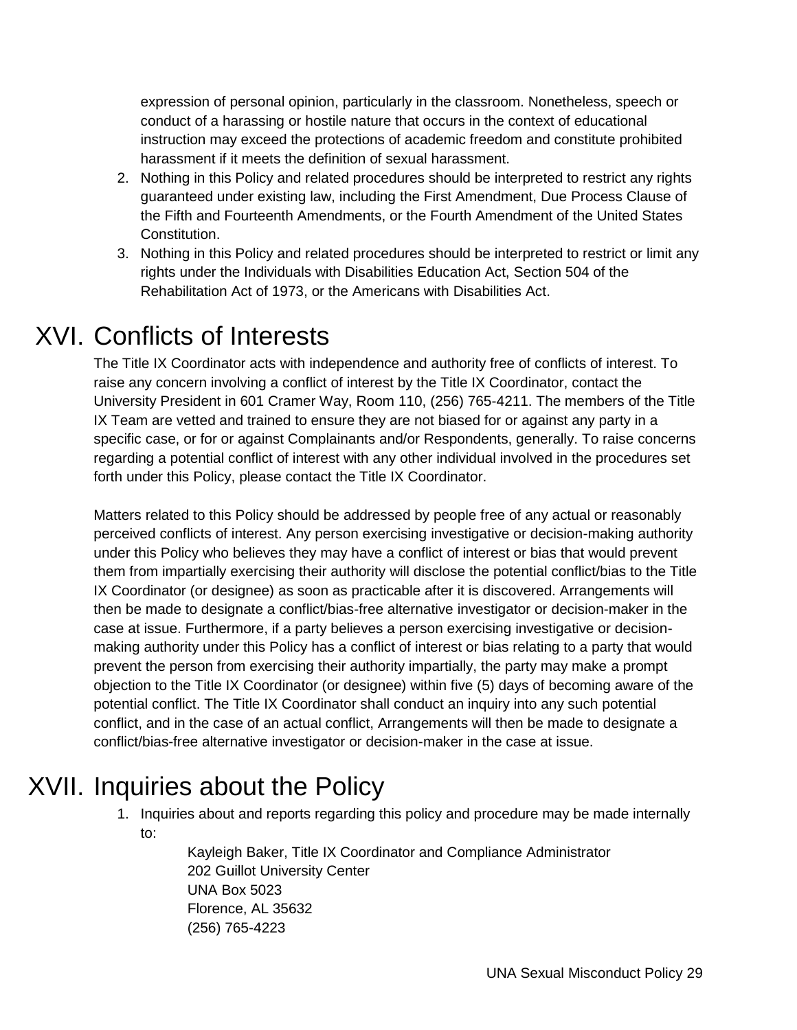expression of personal opinion, particularly in the classroom. Nonetheless, speech or conduct of a harassing or hostile nature that occurs in the context of educational instruction may exceed the protections of academic freedom and constitute prohibited harassment if it meets the definition of sexual harassment.

2. Nothing in this Policy and related procedures should be interpreted to restrict any rights guaranteed under existing law, including the First Amendment, Due Process Clause of the Fifth and Fourteenth Amendments, or the Fourth Amendment of the United States Constitution.
3. Nothing in this Policy and related procedures should be interpreted to restrict or limit any rights under the Individuals with Disabilities Education Act, Section 504 of the Rehabilitation Act of 1973, or the Americans with Disabilities Act.

# XVI. Conflicts of Interests

The Title IX Coordinator acts with independence and authority free of conflicts of interest. To raise any concern involving a conflict of interest by the Title IX Coordinator, contact the University President in 601 Cramer Way, Room 110, (256) 765-4211. The members of the Title IX Team are vetted and trained to ensure they are not biased for or against any party in a specific case, or for or against Complainants and/or Respondents, generally. To raise concerns regarding a potential conflict of interest with any other individual involved in the procedures set forth under this Policy, please contact the Title IX Coordinator.

Matters related to this Policy should be addressed by people free of any actual or reasonably perceived conflicts of interest. Any person exercising investigative or decision-making authority under this Policy who believes they may have a conflict of interest or bias that would prevent them from impartially exercising their authority will disclose the potential conflict/bias to the Title IX Coordinator (or designee) as soon as practicable after it is discovered. Arrangements will then be made to designate a conflict/bias-free alternative investigator or decision-maker in the case at issue. Furthermore, if a party believes a person exercising investigative or decision-making authority under this Policy has a conflict of interest or bias relating to a party that would prevent the person from exercising their authority impartially, the party may make a prompt objection to the Title IX Coordinator (or designee) within five (5) days of becoming aware of the potential conflict. The Title IX Coordinator shall conduct an inquiry into any such potential conflict, and in the case of an actual conflict, Arrangements will then be made to designate a conflict/bias-free alternative investigator or decision-maker in the case at issue.

# XVII. Inquiries about the Policy

1. Inquiries about and reports regarding this policy and procedure may be made internally to:

   Kayleigh Baker, Title IX Coordinator and Compliance Administrator
   202 Guillot University Center
   UNA Box 5023
   Florence, AL 35632
   (256) 765-4223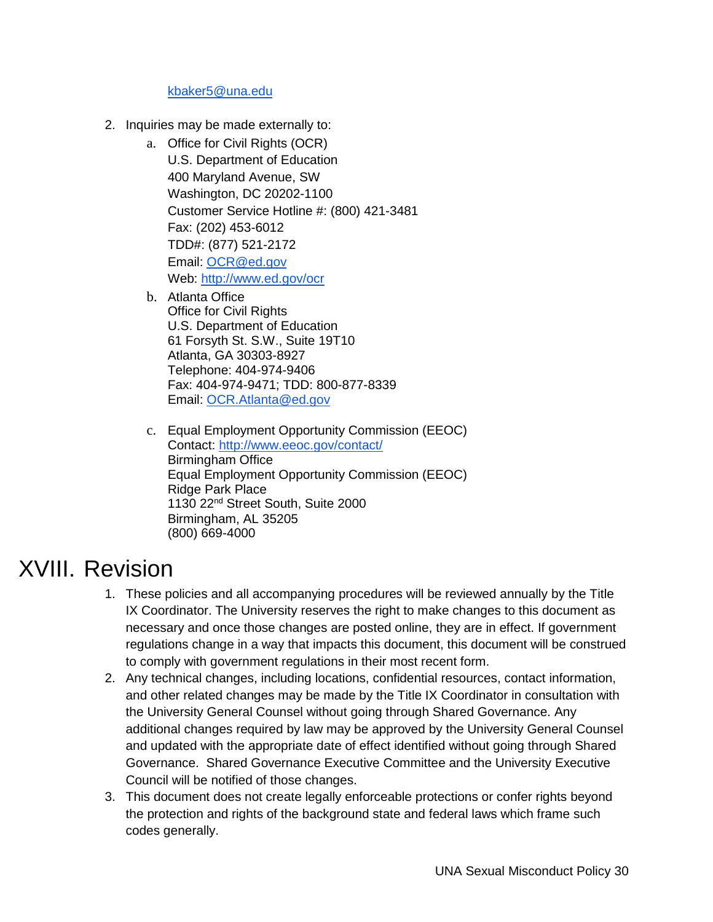kbaker5@una.edu

2. Inquiries may be made externally to:
    a. Office for Civil Rights (OCR)
       U.S. Department of Education
       400 Maryland Avenue, SW
       Washington, DC 20202-1100
       Customer Service Hotline #: (800) 421-3481
       Fax: (202) 453-6012
       TDD#: (877) 521-2172
       Email: OCR@ed.gov
       Web: http://www.ed.gov/ocr
    b. Atlanta Office
       Office for Civil Rights
       U.S. Department of Education
       61 Forsyth St. S.W., Suite 19T10
       Atlanta, GA 30303-8927
       Telephone: 404-974-9406
       Fax: 404-974-9471; TDD: 800-877-8339
       Email: OCR.Atlanta@ed.gov
    c. Equal Employment Opportunity Commission (EEOC)
       Contact: http://www.eeoc.gov/contact/
       Birmingham Office
       Equal Employment Opportunity Commission (EEOC)
       Ridge Park Place
       1130 22nd Street South, Suite 2000
       Birmingham, AL 35205
       (800) 669-4000

# XVIII. Revision

1. These policies and all accompanying procedures will be reviewed annually by the Title IX Coordinator. The University reserves the right to make changes to this document as necessary and once those changes are posted online, they are in effect. If government regulations change in a way that impacts this document, this document will be construed to comply with government regulations in their most recent form.
2. Any technical changes, including locations, confidential resources, contact information, and other related changes may be made by the Title IX Coordinator in consultation with the University General Counsel without going through Shared Governance. Any additional changes required by law may be approved by the University General Counsel and updated with the appropriate date of effect identified without going through Shared Governance. Shared Governance Executive Committee and the University Executive Council will be notified of those changes.
3. This document does not create legally enforceable protections or confer rights beyond the protection and rights of the background state and federal laws which frame such codes generally.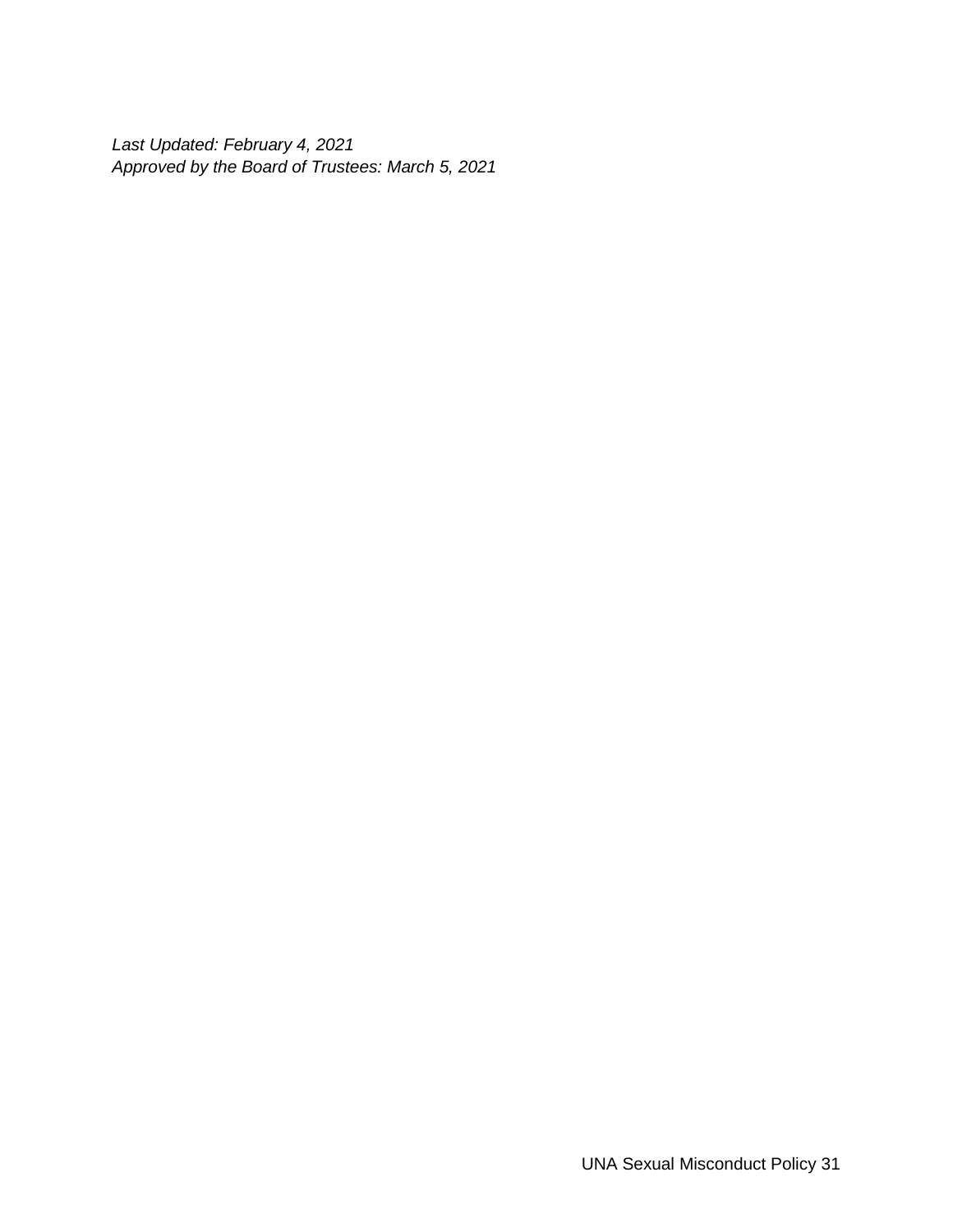*Last Updated: February 4, 2021*
*Approved by the Board of Trustees: March 5, 2021*